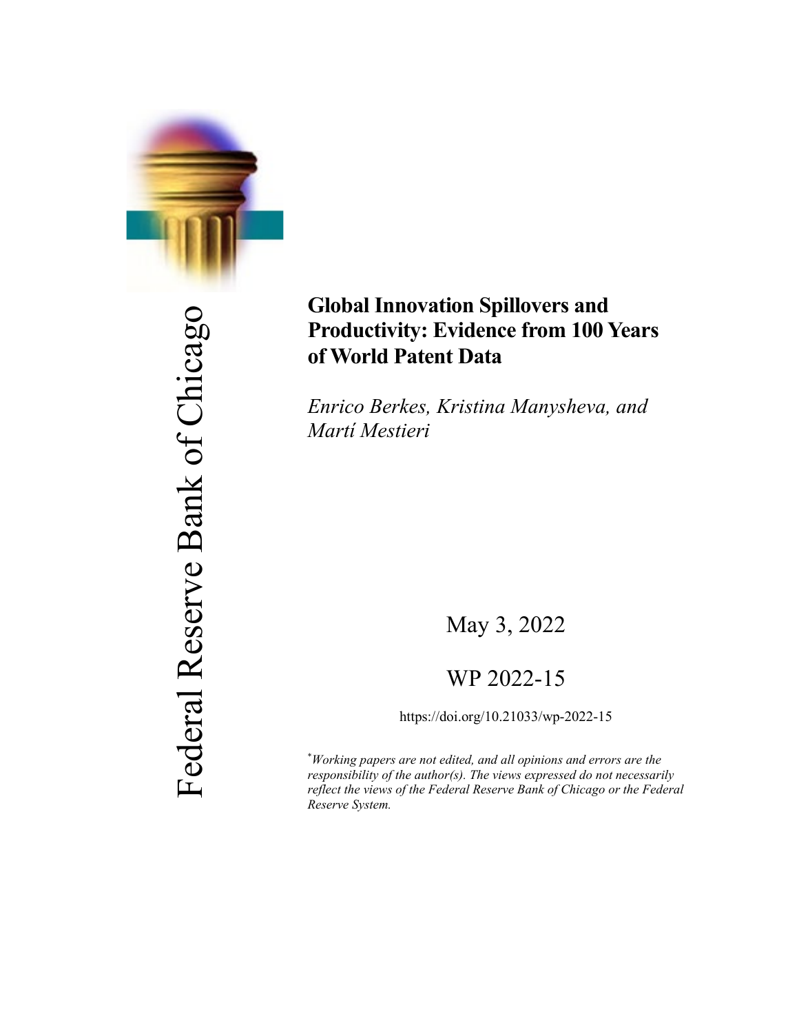Federal Reserve Bank of Chicago

# Global Innovation Spillovers and Productivity: Evidence from 100 Years of World Patent Data

*Enrico Berkes, Kristina Manysheva, and Martí Mestieri*

May 3, 2022

WP 2022-15

https://doi.org/10.21033/wp-2022-15

[*] *Working papers are not edited, and all opinions and errors are the responsibility of the author(s). The views expressed do not necessarily reflect the views of the Federal Reserve Bank of Chicago or the Federal Reserve System.*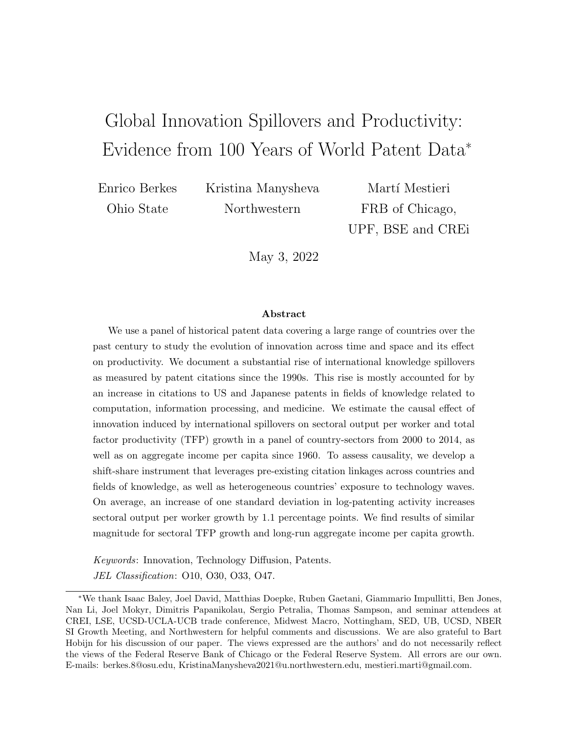# Global Innovation Spillovers and Productivity: Evidence from 100 Years of World Patent Data*

Enrico Berkes
Ohio State

Kristina Manysheva
Northwestern

Martí Mestieri
FRB of Chicago,
UPF, BSE and CREi

May 3, 2022

**Abstract**

We use a panel of historical patent data covering a large range of countries over the past century to study the evolution of innovation across time and space and its effect on productivity. We document a substantial rise of international knowledge spillovers as measured by patent citations since the 1990s. This rise is mostly accounted for by an increase in citations to US and Japanese patents in fields of knowledge related to computation, information processing, and medicine. We estimate the causal effect of innovation induced by international spillovers on sectoral output per worker and total factor productivity (TFP) growth in a panel of country-sectors from 2000 to 2014, as well as on aggregate income per capita since 1960. To assess causality, we develop a shift-share instrument that leverages pre-existing citation linkages across countries and fields of knowledge, as well as heterogeneous countries' exposure to technology waves. On average, an increase of one standard deviation in log-patenting activity increases sectoral output per worker growth by 1.1 percentage points. We find results of similar magnitude for sectoral TFP growth and long-run aggregate income per capita growth.

*Keywords*: Innovation, Technology Diffusion, Patents.
*JEL Classification*: O10, O30, O33, O47.

*We thank Isaac Baley, Joel David, Matthias Doepke, Ruben Gaetani, Giammario Impullitti, Ben Jones, Nan Li, Joel Mokyr, Dimitris Papanikolau, Sergio Petralia, Thomas Sampson, and seminar attendees at CREI, LSE, UCSD-UCLA-UCB trade conference, Midwest Macro, Nottingham, SED, UB, UCSD, NBER SI Growth Meeting, and Northwestern for helpful comments and discussions. We are also grateful to Bart Hobijn for his discussion of our paper. The views expressed are the authors' and do not necessarily reflect the views of the Federal Reserve Bank of Chicago or the Federal Reserve System. All errors are our own. E-mails: berkes.8@osu.edu, KristinaManysheva2021@u.northwestern.edu, mestieri.marti@gmail.com.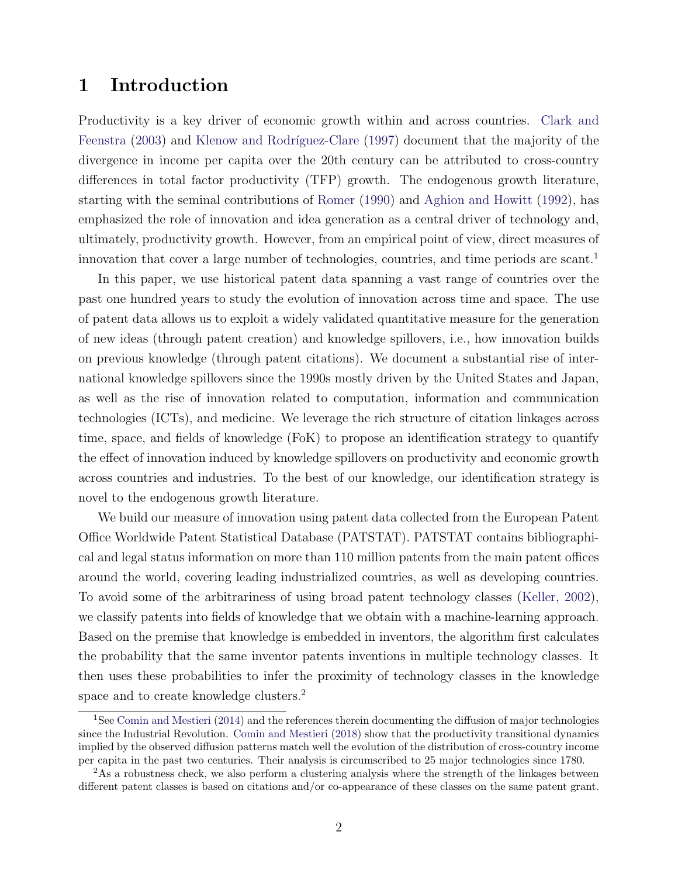# 1 Introduction

Productivity is a key driver of economic growth within and across countries. Clark and Feenstra (2003) and Klenow and Rodríguez-Clare (1997) document that the majority of the divergence in income per capita over the 20th century can be attributed to cross-country differences in total factor productivity (TFP) growth. The endogenous growth literature, starting with the seminal contributions of Romer (1990) and Aghion and Howitt (1992), has emphasized the role of innovation and idea generation as a central driver of technology and, ultimately, productivity growth. However, from an empirical point of view, direct measures of innovation that cover a large number of technologies, countries, and time periods are scant.[1]

In this paper, we use historical patent data spanning a vast range of countries over the past one hundred years to study the evolution of innovation across time and space. The use of patent data allows us to exploit a widely validated quantitative measure for the generation of new ideas (through patent creation) and knowledge spillovers, i.e., how innovation builds on previous knowledge (through patent citations). We document a substantial rise of international knowledge spillovers since the 1990s mostly driven by the United States and Japan, as well as the rise of innovation related to computation, information and communication technologies (ICTs), and medicine. We leverage the rich structure of citation linkages across time, space, and fields of knowledge (FoK) to propose an identification strategy to quantify the effect of innovation induced by knowledge spillovers on productivity and economic growth across countries and industries. To the best of our knowledge, our identification strategy is novel to the endogenous growth literature.

We build our measure of innovation using patent data collected from the European Patent Office Worldwide Patent Statistical Database (PATSTAT). PATSTAT contains bibliographical and legal status information on more than 110 million patents from the main patent offices around the world, covering leading industrialized countries, as well as developing countries. To avoid some of the arbitrariness of using broad patent technology classes (Keller, 2002), we classify patents into fields of knowledge that we obtain with a machine-learning approach. Based on the premise that knowledge is embedded in inventors, the algorithm first calculates the probability that the same inventor patents inventions in multiple technology classes. It then uses these probabilities to infer the proximity of technology classes in the knowledge space and to create knowledge clusters.[2]

[1] See Comin and Mestieri (2014) and the references therein documenting the diffusion of major technologies since the Industrial Revolution. Comin and Mestieri (2018) show that the productivity transitional dynamics implied by the observed diffusion patterns match well the evolution of the distribution of cross-country income per capita in the past two centuries. Their analysis is circumscribed to 25 major technologies since 1780.

[2] As a robustness check, we also perform a clustering analysis where the strength of the linkages between different patent classes is based on citations and/or co-appearance of these classes on the same patent grant.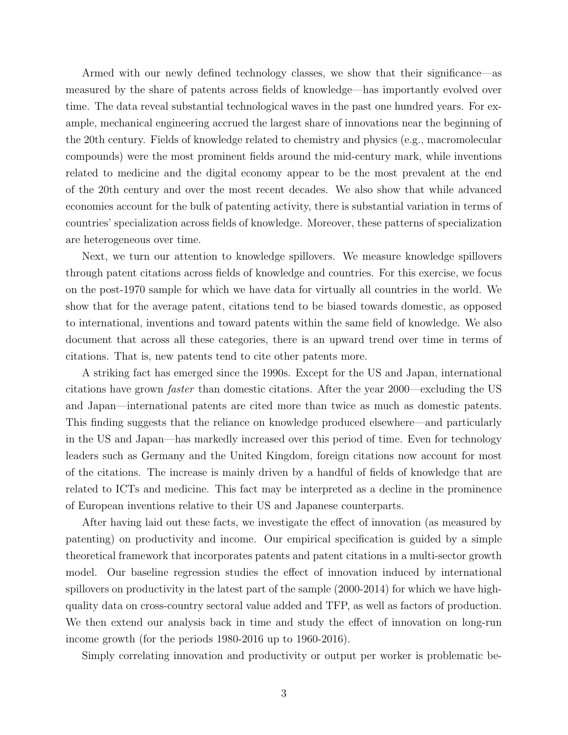Armed with our newly defined technology classes, we show that their significance—as measured by the share of patents across fields of knowledge—has importantly evolved over time. The data reveal substantial technological waves in the past one hundred years. For example, mechanical engineering accrued the largest share of innovations near the beginning of the 20th century. Fields of knowledge related to chemistry and physics (e.g., macromolecular compounds) were the most prominent fields around the mid-century mark, while inventions related to medicine and the digital economy appear to be the most prevalent at the end of the 20th century and over the most recent decades. We also show that while advanced economies account for the bulk of patenting activity, there is substantial variation in terms of countries' specialization across fields of knowledge. Moreover, these patterns of specialization are heterogeneous over time.

Next, we turn our attention to knowledge spillovers. We measure knowledge spillovers through patent citations across fields of knowledge and countries. For this exercise, we focus on the post-1970 sample for which we have data for virtually all countries in the world. We show that for the average patent, citations tend to be biased towards domestic, as opposed to international, inventions and toward patents within the same field of knowledge. We also document that across all these categories, there is an upward trend over time in terms of citations. That is, new patents tend to cite other patents more.

A striking fact has emerged since the 1990s. Except for the US and Japan, international citations have grown *faster* than domestic citations. After the year 2000—excluding the US and Japan—international patents are cited more than twice as much as domestic patents. This finding suggests that the reliance on knowledge produced elsewhere—and particularly in the US and Japan—has markedly increased over this period of time. Even for technology leaders such as Germany and the United Kingdom, foreign citations now account for most of the citations. The increase is mainly driven by a handful of fields of knowledge that are related to ICTs and medicine. This fact may be interpreted as a decline in the prominence of European inventions relative to their US and Japanese counterparts.

After having laid out these facts, we investigate the effect of innovation (as measured by patenting) on productivity and income. Our empirical specification is guided by a simple theoretical framework that incorporates patents and patent citations in a multi-sector growth model. Our baseline regression studies the effect of innovation induced by international spillovers on productivity in the latest part of the sample (2000-2014) for which we have high-quality data on cross-country sectoral value added and TFP, as well as factors of production. We then extend our analysis back in time and study the effect of innovation on long-run income growth (for the periods 1980-2016 up to 1960-2016).

Simply correlating innovation and productivity or output per worker is problematic be-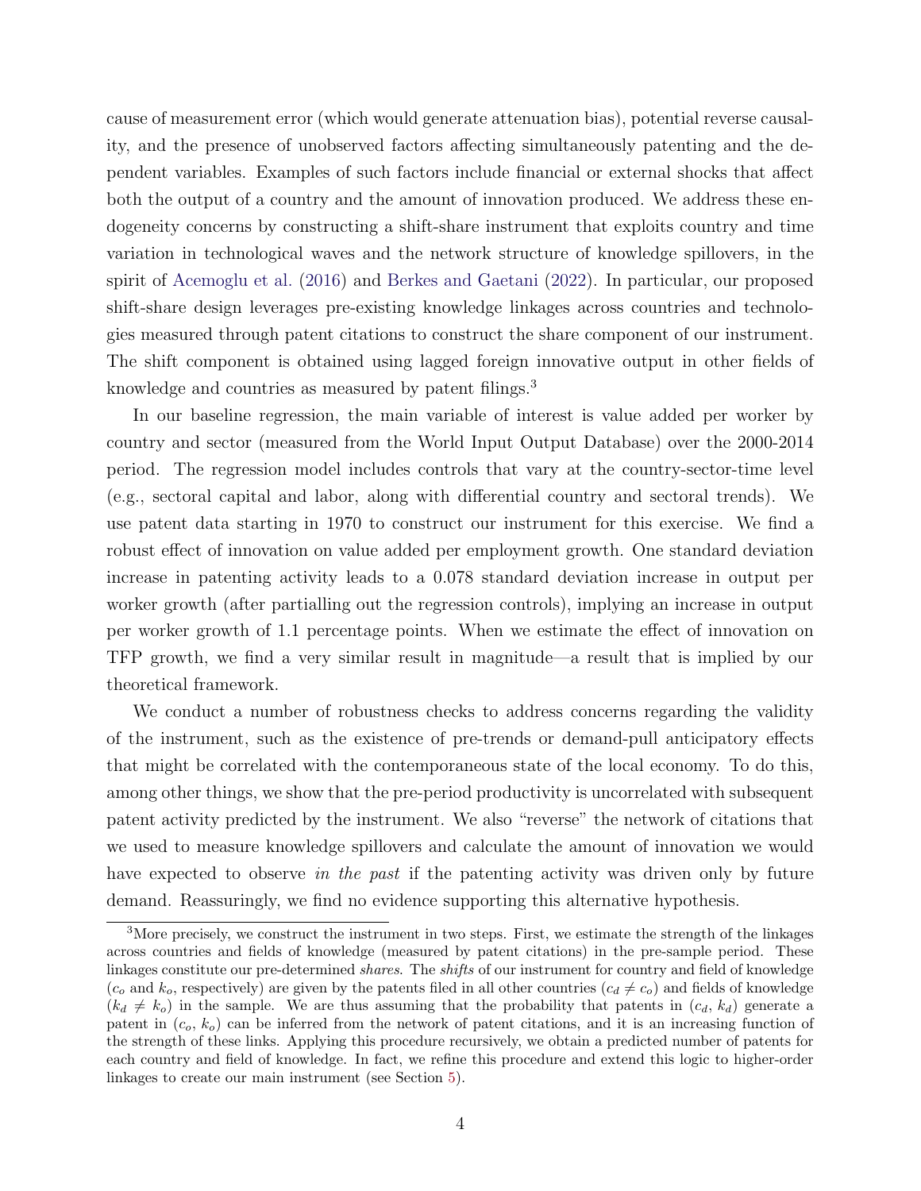cause of measurement error (which would generate attenuation bias), potential reverse causality, and the presence of unobserved factors affecting simultaneously patenting and the dependent variables. Examples of such factors include financial or external shocks that affect both the output of a country and the amount of innovation produced. We address these endogeneity concerns by constructing a shift-share instrument that exploits country and time variation in technological waves and the network structure of knowledge spillovers, in the spirit of Acemoglu et al. (2016) and Berkes and Gaetani (2022). In particular, our proposed shift-share design leverages pre-existing knowledge linkages across countries and technologies measured through patent citations to construct the share component of our instrument. The shift component is obtained using lagged foreign innovative output in other fields of knowledge and countries as measured by patent filings.[3]

In our baseline regression, the main variable of interest is value added per worker by country and sector (measured from the World Input Output Database) over the 2000-2014 period. The regression model includes controls that vary at the country-sector-time level (e.g., sectoral capital and labor, along with differential country and sectoral trends). We use patent data starting in 1970 to construct our instrument for this exercise. We find a robust effect of innovation on value added per employment growth. One standard deviation increase in patenting activity leads to a 0.078 standard deviation increase in output per worker growth (after partialling out the regression controls), implying an increase in output per worker growth of 1.1 percentage points. When we estimate the effect of innovation on TFP growth, we find a very similar result in magnitude—a result that is implied by our theoretical framework.

We conduct a number of robustness checks to address concerns regarding the validity of the instrument, such as the existence of pre-trends or demand-pull anticipatory effects that might be correlated with the contemporaneous state of the local economy. To do this, among other things, we show that the pre-period productivity is uncorrelated with subsequent patent activity predicted by the instrument. We also "reverse" the network of citations that we used to measure knowledge spillovers and calculate the amount of innovation we would have expected to observe *in the past* if the patenting activity was driven only by future demand. Reassuringly, we find no evidence supporting this alternative hypothesis.

[3] More precisely, we construct the instrument in two steps. First, we estimate the strength of the linkages across countries and fields of knowledge (measured by patent citations) in the pre-sample period. These linkages constitute our pre-determined *shares*. The *shifts* of our instrument for country and field of knowledge ($c_o$ and $k_o$, respectively) are given by the patents filed in all other countries ($c_d \neq c_o$) and fields of knowledge ($k_d \neq k_o$) in the sample. We are thus assuming that the probability that patents in ($c_d$, $k_d$) generate a patent in ($c_o$, $k_o$) can be inferred from the network of patent citations, and it is an increasing function of the strength of these links. Applying this procedure recursively, we obtain a predicted number of patents for each country and field of knowledge. In fact, we refine this procedure and extend this logic to higher-order linkages to create our main instrument (see Section 5).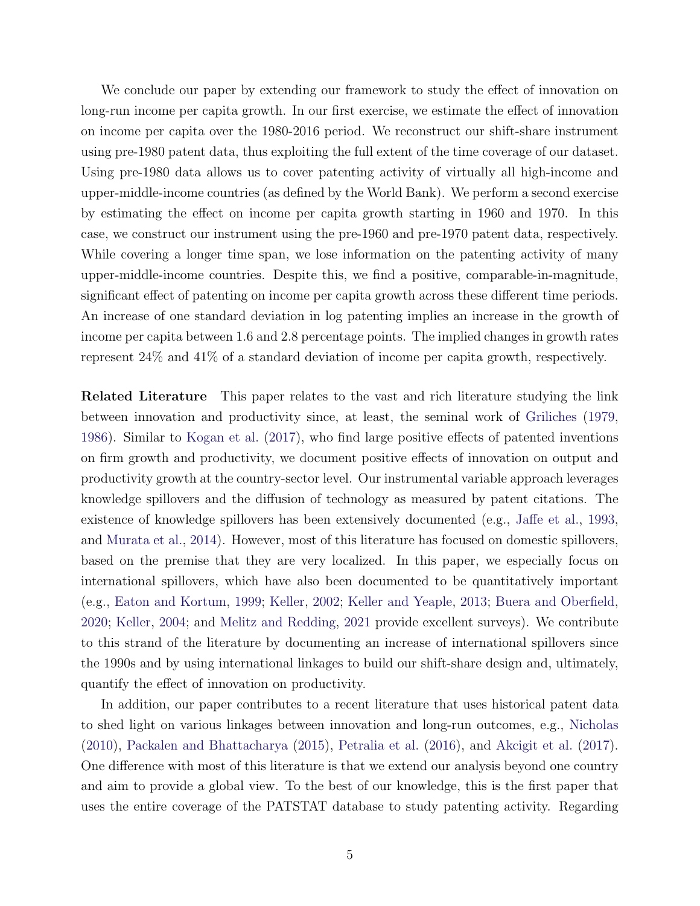We conclude our paper by extending our framework to study the effect of innovation on long-run income per capita growth. In our first exercise, we estimate the effect of innovation on income per capita over the 1980-2016 period. We reconstruct our shift-share instrument using pre-1980 patent data, thus exploiting the full extent of the time coverage of our dataset. Using pre-1980 data allows us to cover patenting activity of virtually all high-income and upper-middle-income countries (as defined by the World Bank). We perform a second exercise by estimating the effect on income per capita growth starting in 1960 and 1970. In this case, we construct our instrument using the pre-1960 and pre-1970 patent data, respectively. While covering a longer time span, we lose information on the patenting activity of many upper-middle-income countries. Despite this, we find a positive, comparable-in-magnitude, significant effect of patenting on income per capita growth across these different time periods. An increase of one standard deviation in log patenting implies an increase in the growth of income per capita between 1.6 and 2.8 percentage points. The implied changes in growth rates represent 24% and 41% of a standard deviation of income per capita growth, respectively.

**Related Literature** This paper relates to the vast and rich literature studying the link between innovation and productivity since, at least, the seminal work of Griliches (1979, 1986). Similar to Kogan et al. (2017), who find large positive effects of patented inventions on firm growth and productivity, we document positive effects of innovation on output and productivity growth at the country-sector level. Our instrumental variable approach leverages knowledge spillovers and the diffusion of technology as measured by patent citations. The existence of knowledge spillovers has been extensively documented (e.g., Jaffe et al., 1993, and Murata et al., 2014). However, most of this literature has focused on domestic spillovers, based on the premise that they are very localized. In this paper, we especially focus on international spillovers, which have also been documented to be quantitatively important (e.g., Eaton and Kortum, 1999; Keller, 2002; Keller and Yeaple, 2013; Buera and Oberfield, 2020; Keller, 2004; and Melitz and Redding, 2021 provide excellent surveys). We contribute to this strand of the literature by documenting an increase of international spillovers since the 1990s and by using international linkages to build our shift-share design and, ultimately, quantify the effect of innovation on productivity.

In addition, our paper contributes to a recent literature that uses historical patent data to shed light on various linkages between innovation and long-run outcomes, e.g., Nicholas (2010), Packalen and Bhattacharya (2015), Petralia et al. (2016), and Akcigit et al. (2017). One difference with most of this literature is that we extend our analysis beyond one country and aim to provide a global view. To the best of our knowledge, this is the first paper that uses the entire coverage of the PATSTAT database to study patenting activity. Regarding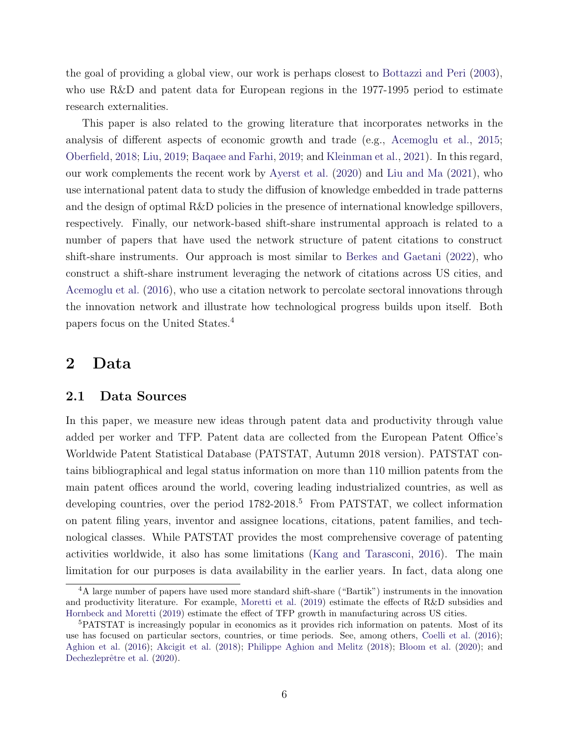the goal of providing a global view, our work is perhaps closest to Bottazzi and Peri (2003), who use R&D and patent data for European regions in the 1977-1995 period to estimate research externalities.

This paper is also related to the growing literature that incorporates networks in the analysis of different aspects of economic growth and trade (e.g., Acemoglu et al., 2015; Oberfield, 2018; Liu, 2019; Baqaee and Farhi, 2019; and Kleinman et al., 2021). In this regard, our work complements the recent work by Ayerst et al. (2020) and Liu and Ma (2021), who use international patent data to study the diffusion of knowledge embedded in trade patterns and the design of optimal R&D policies in the presence of international knowledge spillovers, respectively. Finally, our network-based shift-share instrumental approach is related to a number of papers that have used the network structure of patent citations to construct shift-share instruments. Our approach is most similar to Berkes and Gaetani (2022), who construct a shift-share instrument leveraging the network of citations across US cities, and Acemoglu et al. (2016), who use a citation network to percolate sectoral innovations through the innovation network and illustrate how technological progress builds upon itself. Both papers focus on the United States.[4]

# 2 Data

## 2.1 Data Sources

In this paper, we measure new ideas through patent data and productivity through value added per worker and TFP. Patent data are collected from the European Patent Office's Worldwide Patent Statistical Database (PATSTAT, Autumn 2018 version). PATSTAT contains bibliographical and legal status information on more than 110 million patents from the main patent offices around the world, covering leading industrialized countries, as well as developing countries, over the period 1782-2018.[5] From PATSTAT, we collect information on patent filing years, inventor and assignee locations, citations, patent families, and technological classes. While PATSTAT provides the most comprehensive coverage of patenting activities worldwide, it also has some limitations (Kang and Tarasconi, 2016). The main limitation for our purposes is data availability in the earlier years. In fact, data along one

[4] A large number of papers have used more standard shift-share ("Bartik") instruments in the innovation and productivity literature. For example, Moretti et al. (2019) estimate the effects of R&D subsidies and Hornbeck and Moretti (2019) estimate the effect of TFP growth in manufacturing across US cities.

[5] PATSTAT is increasingly popular in economics as it provides rich information on patents. Most of its use has focused on particular sectors, countries, or time periods. See, among others, Coelli et al. (2016); Aghion et al. (2016); Akcigit et al. (2018); Philippe Aghion and Melitz (2018); Bloom et al. (2020); and Dechezleprêtre et al. (2020).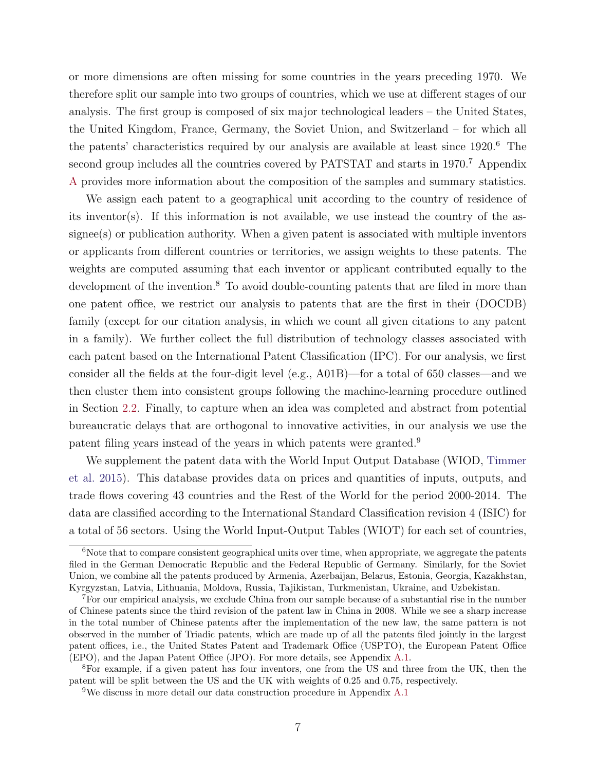or more dimensions are often missing for some countries in the years preceding 1970. We therefore split our sample into two groups of countries, which we use at different stages of our analysis. The first group is composed of six major technological leaders – the United States, the United Kingdom, France, Germany, the Soviet Union, and Switzerland – for which all the patents' characteristics required by our analysis are available at least since 1920.[6] The second group includes all the countries covered by PATSTAT and starts in 1970.[7] Appendix A provides more information about the composition of the samples and summary statistics.

We assign each patent to a geographical unit according to the country of residence of its inventor(s). If this information is not available, we use instead the country of the assignee(s) or publication authority. When a given patent is associated with multiple inventors or applicants from different countries or territories, we assign weights to these patents. The weights are computed assuming that each inventor or applicant contributed equally to the development of the invention.[8] To avoid double-counting patents that are filed in more than one patent office, we restrict our analysis to patents that are the first in their (DOCDB) family (except for our citation analysis, in which we count all given citations to any patent in a family). We further collect the full distribution of technology classes associated with each patent based on the International Patent Classification (IPC). For our analysis, we first consider all the fields at the four-digit level (e.g., A01B)—for a total of 650 classes—and we then cluster them into consistent groups following the machine-learning procedure outlined in Section 2.2. Finally, to capture when an idea was completed and abstract from potential bureaucratic delays that are orthogonal to innovative activities, in our analysis we use the patent filing years instead of the years in which patents were granted.[9]

We supplement the patent data with the World Input Output Database (WIOD, Timmer et al. 2015). This database provides data on prices and quantities of inputs, outputs, and trade flows covering 43 countries and the Rest of the World for the period 2000-2014. The data are classified according to the International Standard Classification revision 4 (ISIC) for a total of 56 sectors. Using the World Input-Output Tables (WIOT) for each set of countries,

---

[6] Note that to compare consistent geographical units over time, when appropriate, we aggregate the patents filed in the German Democratic Republic and the Federal Republic of Germany. Similarly, for the Soviet Union, we combine all the patents produced by Armenia, Azerbaijan, Belarus, Estonia, Georgia, Kazakhstan, Kyrgyzstan, Latvia, Lithuania, Moldova, Russia, Tajikistan, Turkmenistan, Ukraine, and Uzbekistan.

[7] For our empirical analysis, we exclude China from our sample because of a substantial rise in the number of Chinese patents since the third revision of the patent law in China in 2008. While we see a sharp increase in the total number of Chinese patents after the implementation of the new law, the same pattern is not observed in the number of Triadic patents, which are made up of all the patents filed jointly in the largest patent offices, i.e., the United States Patent and Trademark Office (USPTO), the European Patent Office (EPO), and the Japan Patent Office (JPO). For more details, see Appendix A.1.

[8] For example, if a given patent has four inventors, one from the US and three from the UK, then the patent will be split between the US and the UK with weights of 0.25 and 0.75, respectively.

[9] We discuss in more detail our data construction procedure in Appendix A.1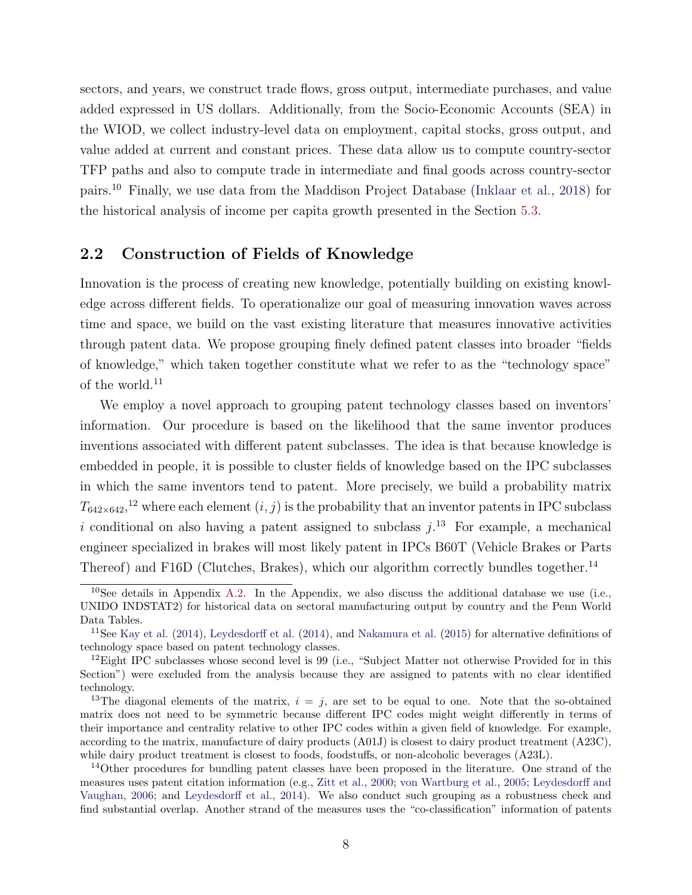sectors, and years, we construct trade flows, gross output, intermediate purchases, and value added expressed in US dollars. Additionally, from the Socio-Economic Accounts (SEA) in the WIOD, we collect industry-level data on employment, capital stocks, gross output, and value added at current and constant prices. These data allow us to compute country-sector TFP paths and also to compute trade in intermediate and final goods across country-sector pairs.[10] Finally, we use data from the Maddison Project Database (Inklaar et al., 2018) for the historical analysis of income per capita growth presented in the Section 5.3.

## 2.2 Construction of Fields of Knowledge

Innovation is the process of creating new knowledge, potentially building on existing knowledge across different fields. To operationalize our goal of measuring innovation waves across time and space, we build on the vast existing literature that measures innovative activities through patent data. We propose grouping finely defined patent classes into broader "fields of knowledge," which taken together constitute what we refer to as the "technology space" of the world.[11]

We employ a novel approach to grouping patent technology classes based on inventors' information. Our procedure is based on the likelihood that the same inventor produces inventions associated with different patent subclasses. The idea is that because knowledge is embedded in people, it is possible to cluster fields of knowledge based on the IPC subclasses in which the same inventors tend to patent. More precisely, we build a probability matrix $T_{642 \times 642}$,[12] where each element $(i, j)$ is the probability that an inventor patents in IPC subclass $i$ conditional on also having a patent assigned to subclass $j$.[13] For example, a mechanical engineer specialized in brakes will most likely patent in IPCs B60T (Vehicle Brakes or Parts Thereof) and F16D (Clutches, Brakes), which our algorithm correctly bundles together.[14]

---

[10] See details in Appendix A.2. In the Appendix, we also discuss the additional database we use (i.e., UNIDO INDSTAT2) for historical data on sectoral manufacturing output by country and the Penn World Data Tables.

[11] See Kay et al. (2014), Leydesdorff et al. (2014), and Nakamura et al. (2015) for alternative definitions of technology space based on patent technology classes.

[12] Eight IPC subclasses whose second level is 99 (i.e., "Subject Matter not otherwise Provided for in this Section") were excluded from the analysis because they are assigned to patents with no clear identified technology.

[13] The diagonal elements of the matrix, $i = j$, are set to be equal to one. Note that the so-obtained matrix does not need to be symmetric because different IPC codes might weight differently in terms of their importance and centrality relative to other IPC codes within a given field of knowledge. For example, according to the matrix, manufacture of dairy products (A01J) is closest to dairy product treatment (A23C), while dairy product treatment is closest to foods, foodstuffs, or non-alcoholic beverages (A23L).

[14] Other procedures for bundling patent classes have been proposed in the literature. One strand of the measures uses patent citation information (e.g., Zitt et al., 2000; von Wartburg et al., 2005; Leydesdorff and Vaughan, 2006; and Leydesdorff et al., 2014). We also conduct such grouping as a robustness check and find substantial overlap. Another strand of the measures uses the "co-classification" information of patents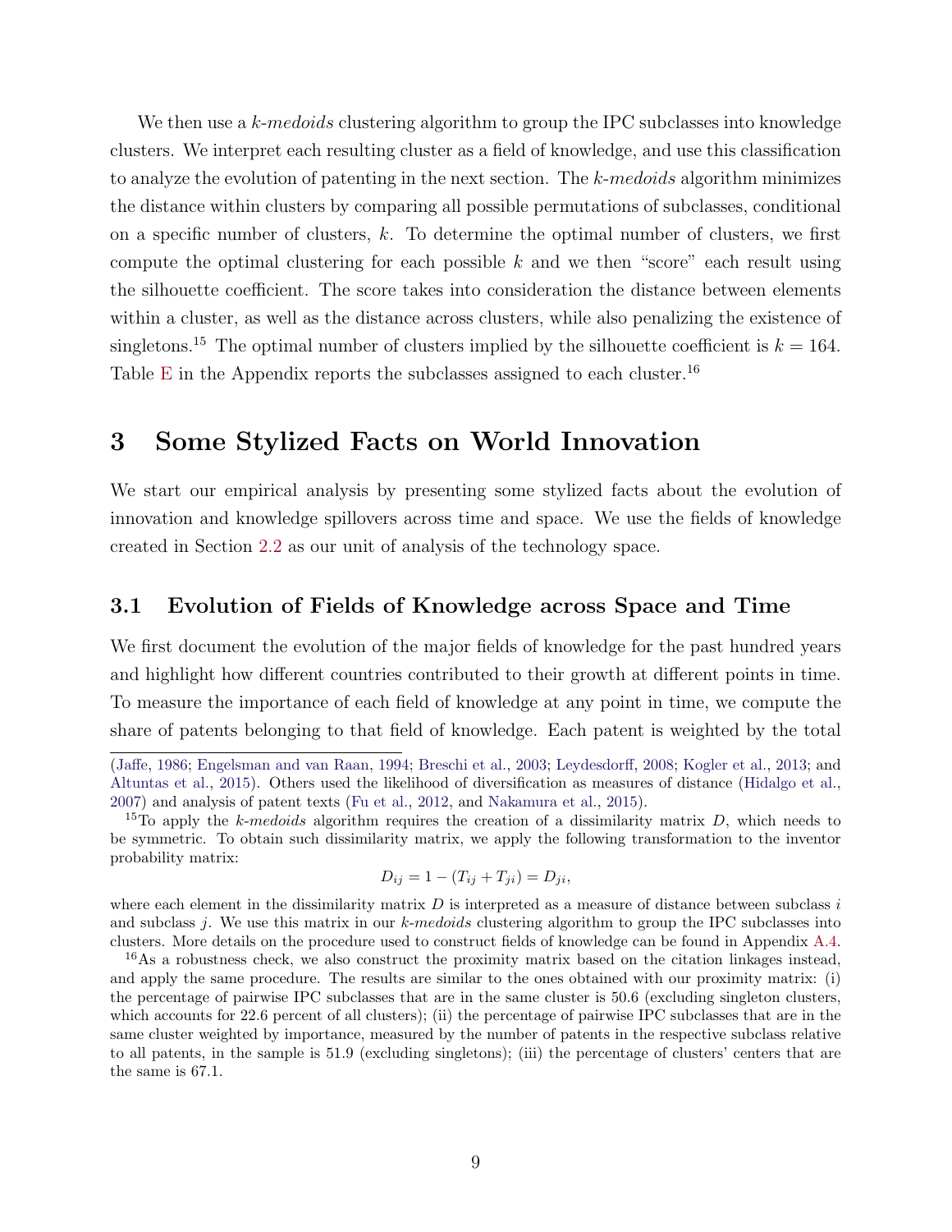We then use a *k-medoids* clustering algorithm to group the IPC subclasses into knowledge clusters. We interpret each resulting cluster as a field of knowledge, and use this classification to analyze the evolution of patenting in the next section. The *k-medoids* algorithm minimizes the distance within clusters by comparing all possible permutations of subclasses, conditional on a specific number of clusters, $k$. To determine the optimal number of clusters, we first compute the optimal clustering for each possible $k$ and we then "score" each result using the silhouette coefficient. The score takes into consideration the distance between elements within a cluster, as well as the distance across clusters, while also penalizing the existence of singletons.[15] The optimal number of clusters implied by the silhouette coefficient is $k = 164$. Table E in the Appendix reports the subclasses assigned to each cluster.[16]

# 3 Some Stylized Facts on World Innovation

We start our empirical analysis by presenting some stylized facts about the evolution of innovation and knowledge spillovers across time and space. We use the fields of knowledge created in Section 2.2 as our unit of analysis of the technology space.

## 3.1 Evolution of Fields of Knowledge across Space and Time

We first document the evolution of the major fields of knowledge for the past hundred years and highlight how different countries contributed to their growth at different points in time. To measure the importance of each field of knowledge at any point in time, we compute the share of patents belonging to that field of knowledge. Each patent is weighted by the total

(Jaffe, 1986; Engelsman and van Raan, 1994; Breschi et al., 2003; Leydesdorff, 2008; Kogler et al., 2013; and Altuntas et al., 2015). Others used the likelihood of diversification as measures of distance (Hidalgo et al., 2007) and analysis of patent texts (Fu et al., 2012, and Nakamura et al., 2015).

[15] To apply the *k-medoids* algorithm requires the creation of a dissimilarity matrix $D$, which needs to be symmetric. To obtain such dissimilarity matrix, we apply the following transformation to the inventor probability matrix:

$$D_{ij} = 1 - (T_{ij} + T_{ji}) = D_{ji},$$

where each element in the dissimilarity matrix $D$ is interpreted as a measure of distance between subclass $i$ and subclass $j$. We use this matrix in our *k-medoids* clustering algorithm to group the IPC subclasses into clusters. More details on the procedure used to construct fields of knowledge can be found in Appendix A.4.

[16] As a robustness check, we also construct the proximity matrix based on the citation linkages instead, and apply the same procedure. The results are similar to the ones obtained with our proximity matrix: (i) the percentage of pairwise IPC subclasses that are in the same cluster is 50.6 (excluding singleton clusters, which accounts for 22.6 percent of all clusters); (ii) the percentage of pairwise IPC subclasses that are in the same cluster weighted by importance, measured by the number of patents in the respective subclass relative to all patents, in the sample is 51.9 (excluding singletons); (iii) the percentage of clusters' centers that are the same is 67.1.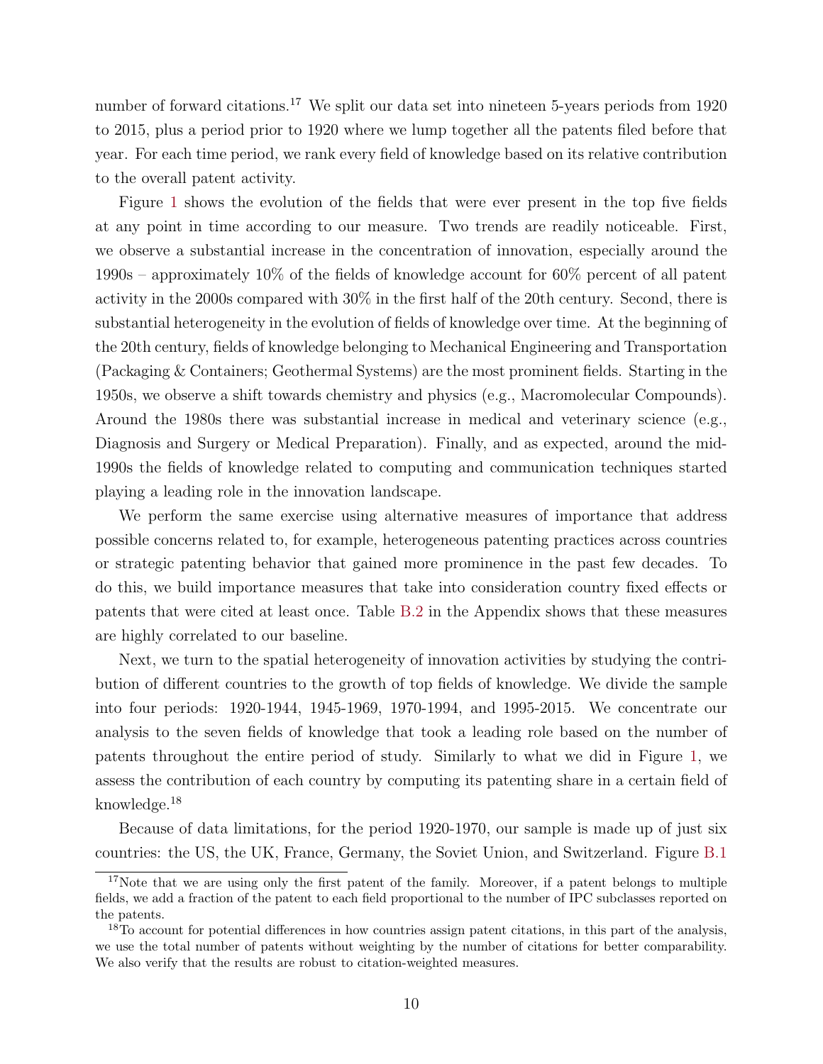number of forward citations.[17] We split our data set into nineteen 5-years periods from 1920 to 2015, plus a period prior to 1920 where we lump together all the patents filed before that year. For each time period, we rank every field of knowledge based on its relative contribution to the overall patent activity.

Figure 1 shows the evolution of the fields that were ever present in the top five fields at any point in time according to our measure. Two trends are readily noticeable. First, we observe a substantial increase in the concentration of innovation, especially around the 1990s – approximately 10% of the fields of knowledge account for 60% percent of all patent activity in the 2000s compared with 30% in the first half of the 20th century. Second, there is substantial heterogeneity in the evolution of fields of knowledge over time. At the beginning of the 20th century, fields of knowledge belonging to Mechanical Engineering and Transportation (Packaging & Containers; Geothermal Systems) are the most prominent fields. Starting in the 1950s, we observe a shift towards chemistry and physics (e.g., Macromolecular Compounds). Around the 1980s there was substantial increase in medical and veterinary science (e.g., Diagnosis and Surgery or Medical Preparation). Finally, and as expected, around the mid-1990s the fields of knowledge related to computing and communication techniques started playing a leading role in the innovation landscape.

We perform the same exercise using alternative measures of importance that address possible concerns related to, for example, heterogeneous patenting practices across countries or strategic patenting behavior that gained more prominence in the past few decades. To do this, we build importance measures that take into consideration country fixed effects or patents that were cited at least once. Table B.2 in the Appendix shows that these measures are highly correlated to our baseline.

Next, we turn to the spatial heterogeneity of innovation activities by studying the contribution of different countries to the growth of top fields of knowledge. We divide the sample into four periods: 1920-1944, 1945-1969, 1970-1994, and 1995-2015. We concentrate our analysis to the seven fields of knowledge that took a leading role based on the number of patents throughout the entire period of study. Similarly to what we did in Figure 1, we assess the contribution of each country by computing its patenting share in a certain field of knowledge.[18]

Because of data limitations, for the period 1920-1970, our sample is made up of just six countries: the US, the UK, France, Germany, the Soviet Union, and Switzerland. Figure B.1

[17] Note that we are using only the first patent of the family. Moreover, if a patent belongs to multiple fields, we add a fraction of the patent to each field proportional to the number of IPC subclasses reported on the patents.

[18] To account for potential differences in how countries assign patent citations, in this part of the analysis, we use the total number of patents without weighting by the number of citations for better comparability. We also verify that the results are robust to citation-weighted measures.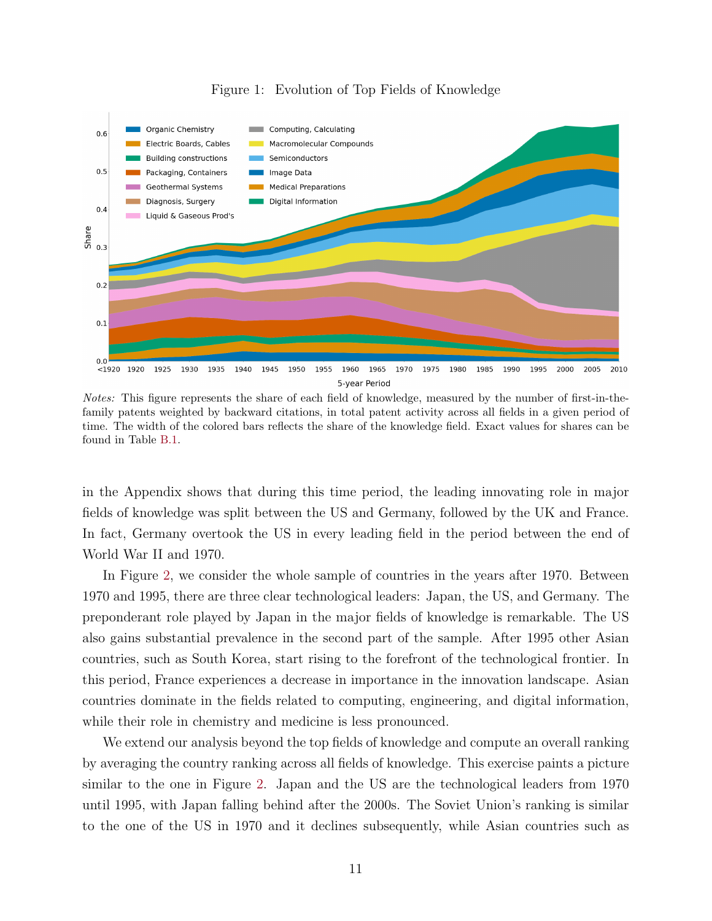Figure 1: Evolution of Top Fields of Knowledge

*Notes:* This figure represents the share of each field of knowledge, measured by the number of first-in-the-family patents weighted by backward citations, in total patent activity across all fields in a given period of time. The width of the colored bars reflects the share of the knowledge field. Exact values for shares can be found in Table B.1.

in the Appendix shows that during this time period, the leading innovating role in major fields of knowledge was split between the US and Germany, followed by the UK and France. In fact, Germany overtook the US in every leading field in the period between the end of World War II and 1970.

In Figure 2, we consider the whole sample of countries in the years after 1970. Between 1970 and 1995, there are three clear technological leaders: Japan, the US, and Germany. The preponderant role played by Japan in the major fields of knowledge is remarkable. The US also gains substantial prevalence in the second part of the sample. After 1995 other Asian countries, such as South Korea, start rising to the forefront of the technological frontier. In this period, France experiences a decrease in importance in the innovation landscape. Asian countries dominate in the fields related to computing, engineering, and digital information, while their role in chemistry and medicine is less pronounced.

We extend our analysis beyond the top fields of knowledge and compute an overall ranking by averaging the country ranking across all fields of knowledge. This exercise paints a picture similar to the one in Figure 2. Japan and the US are the technological leaders from 1970 until 1995, with Japan falling behind after the 2000s. The Soviet Union's ranking is similar to the one of the US in 1970 and it declines subsequently, while Asian countries such as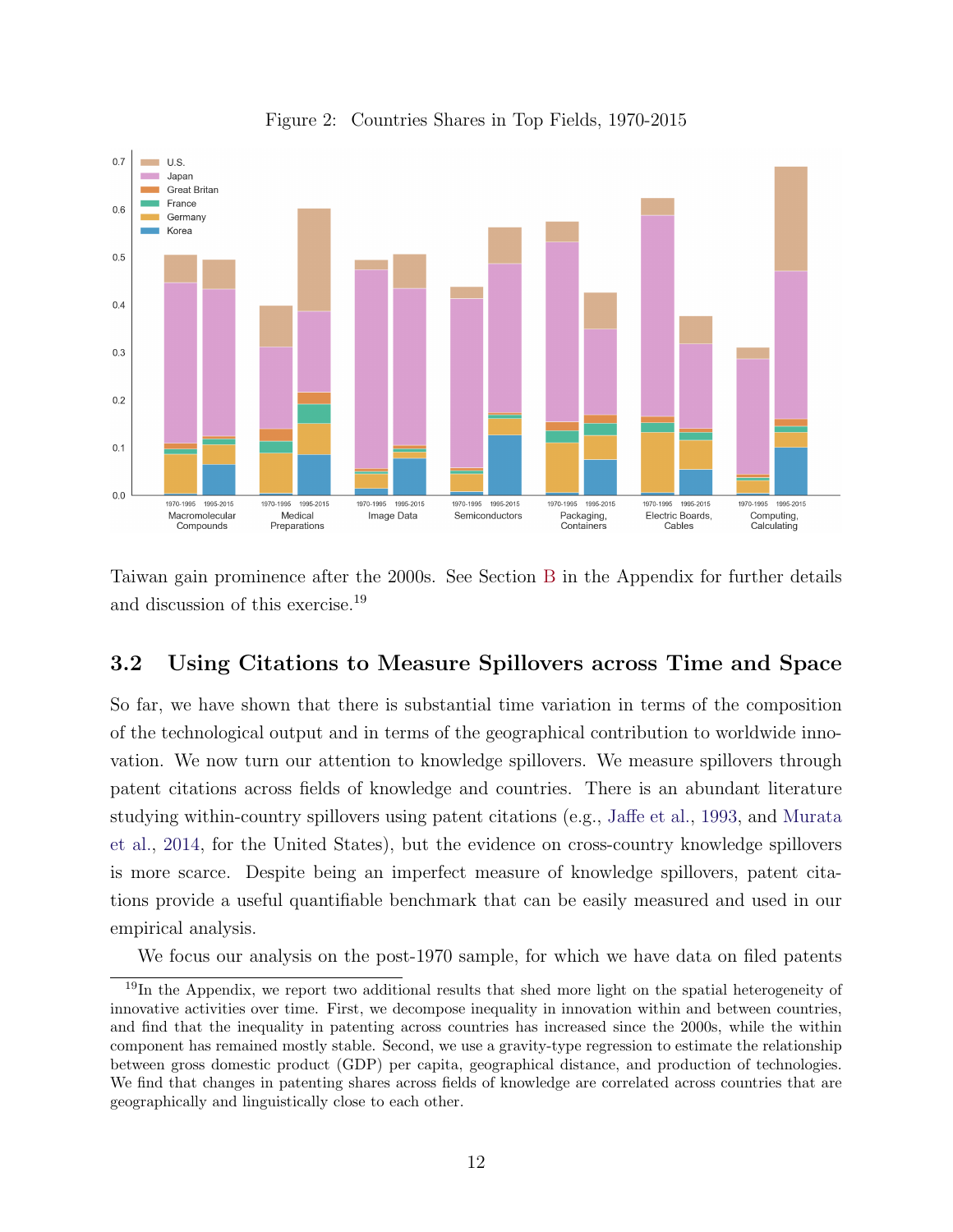Figure 2: Countries Shares in Top Fields, 1970-2015

Taiwan gain prominence after the 2000s. See Section B in the Appendix for further details and discussion of this exercise.[19]

## 3.2 Using Citations to Measure Spillovers across Time and Space

So far, we have shown that there is substantial time variation in terms of the composition of the technological output and in terms of the geographical contribution to worldwide innovation. We now turn our attention to knowledge spillovers. We measure spillovers through patent citations across fields of knowledge and countries. There is an abundant literature studying within-country spillovers using patent citations (e.g., Jaffe et al., 1993, and Murata et al., 2014, for the United States), but the evidence on cross-country knowledge spillovers is more scarce. Despite being an imperfect measure of knowledge spillovers, patent citations provide a useful quantifiable benchmark that can be easily measured and used in our empirical analysis.

We focus our analysis on the post-1970 sample, for which we have data on filed patents

[19] In the Appendix, we report two additional results that shed more light on the spatial heterogeneity of innovative activities over time. First, we decompose inequality in innovation within and between countries, and find that the inequality in patenting across countries has increased since the 2000s, while the within component has remained mostly stable. Second, we use a gravity-type regression to estimate the relationship between gross domestic product (GDP) per capita, geographical distance, and production of technologies. We find that changes in patenting shares across fields of knowledge are correlated across countries that are geographically and linguistically close to each other.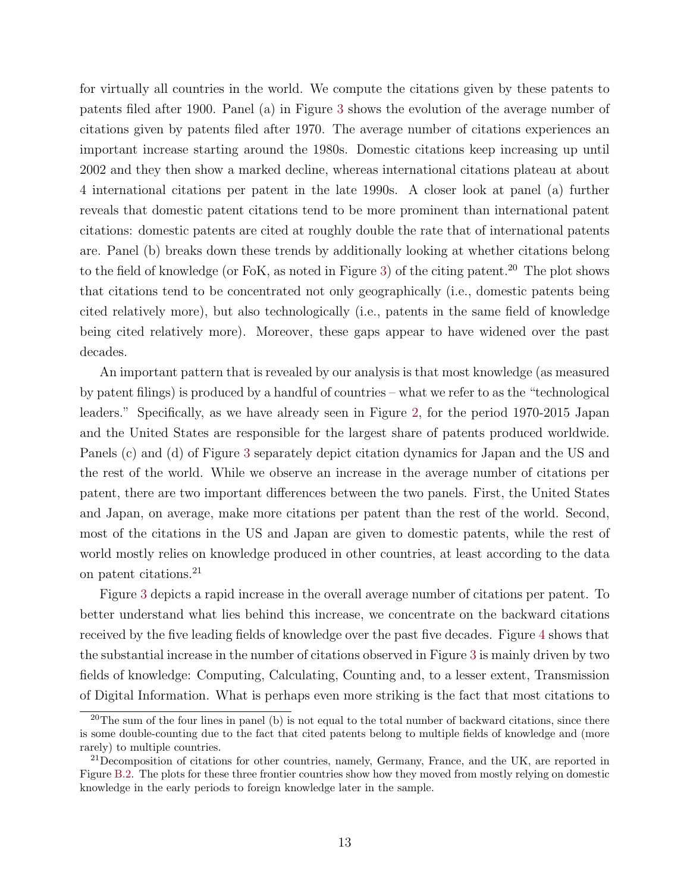for virtually all countries in the world. We compute the citations given by these patents to patents filed after 1900. Panel (a) in Figure 3 shows the evolution of the average number of citations given by patents filed after 1970. The average number of citations experiences an important increase starting around the 1980s. Domestic citations keep increasing up until 2002 and they then show a marked decline, whereas international citations plateau at about 4 international citations per patent in the late 1990s. A closer look at panel (a) further reveals that domestic patent citations tend to be more prominent than international patent citations: domestic patents are cited at roughly double the rate that of international patents are. Panel (b) breaks down these trends by additionally looking at whether citations belong to the field of knowledge (or FoK, as noted in Figure 3) of the citing patent.[20] The plot shows that citations tend to be concentrated not only geographically (i.e., domestic patents being cited relatively more), but also technologically (i.e., patents in the same field of knowledge being cited relatively more). Moreover, these gaps appear to have widened over the past decades.

An important pattern that is revealed by our analysis is that most knowledge (as measured by patent filings) is produced by a handful of countries – what we refer to as the "technological leaders." Specifically, as we have already seen in Figure 2, for the period 1970-2015 Japan and the United States are responsible for the largest share of patents produced worldwide. Panels (c) and (d) of Figure 3 separately depict citation dynamics for Japan and the US and the rest of the world. While we observe an increase in the average number of citations per patent, there are two important differences between the two panels. First, the United States and Japan, on average, make more citations per patent than the rest of the world. Second, most of the citations in the US and Japan are given to domestic patents, while the rest of world mostly relies on knowledge produced in other countries, at least according to the data on patent citations.[21]

Figure 3 depicts a rapid increase in the overall average number of citations per patent. To better understand what lies behind this increase, we concentrate on the backward citations received by the five leading fields of knowledge over the past five decades. Figure 4 shows that the substantial increase in the number of citations observed in Figure 3 is mainly driven by two fields of knowledge: Computing, Calculating, Counting and, to a lesser extent, Transmission of Digital Information. What is perhaps even more striking is the fact that most citations to

[20] The sum of the four lines in panel (b) is not equal to the total number of backward citations, since there is some double-counting due to the fact that cited patents belong to multiple fields of knowledge and (more rarely) to multiple countries.

[21] Decomposition of citations for other countries, namely, Germany, France, and the UK, are reported in Figure B.2. The plots for these three frontier countries show how they moved from mostly relying on domestic knowledge in the early periods to foreign knowledge later in the sample.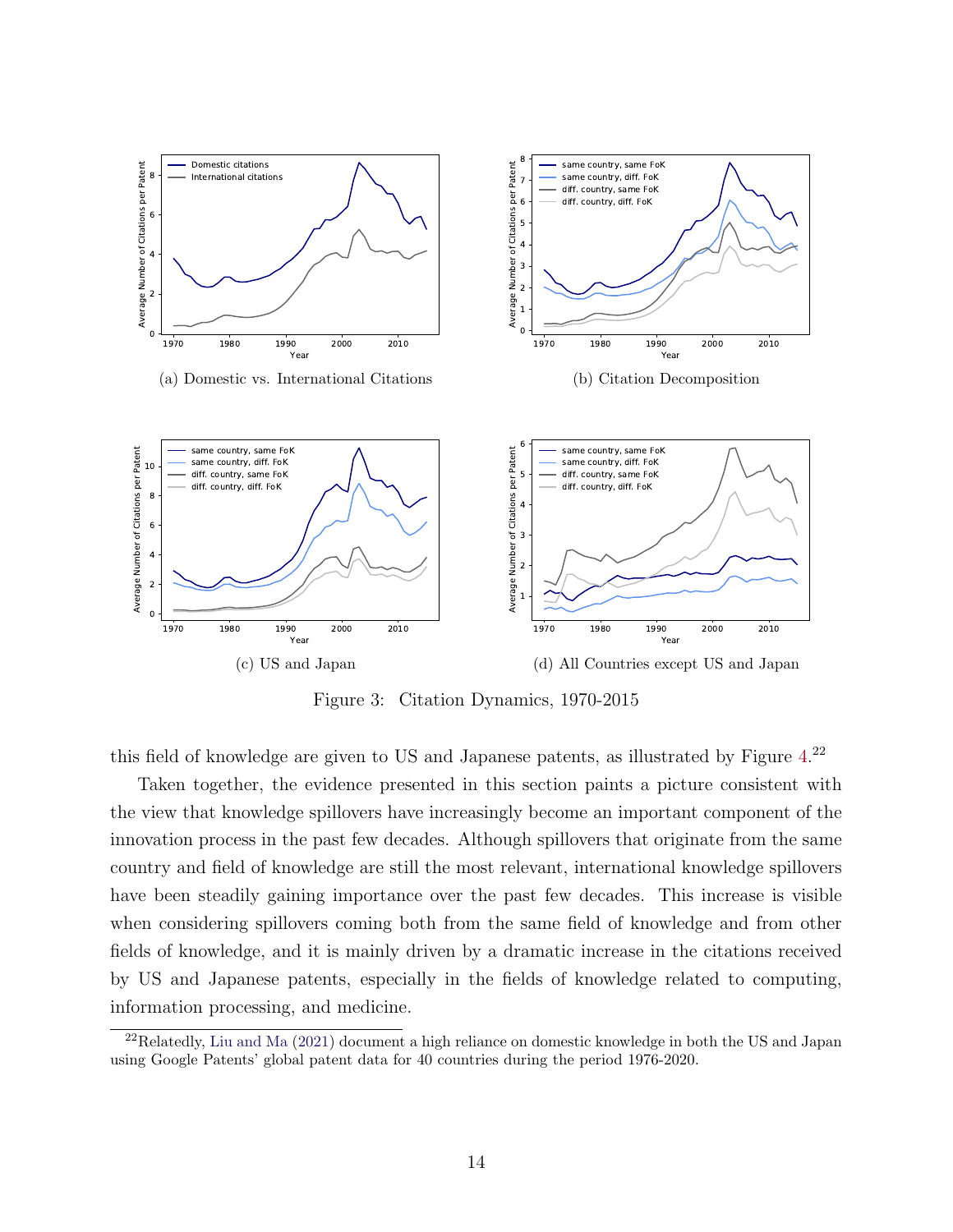(a) Domestic vs. International Citations

(b) Citation Decomposition

(c) US and Japan

(d) All Countries except US and Japan

Figure 3: Citation Dynamics, 1970-2015

this field of knowledge are given to US and Japanese patents, as illustrated by Figure 4.[22]

Taken together, the evidence presented in this section paints a picture consistent with the view that knowledge spillovers have increasingly become an important component of the innovation process in the past few decades. Although spillovers that originate from the same country and field of knowledge are still the most relevant, international knowledge spillovers have been steadily gaining importance over the past few decades. This increase is visible when considering spillovers coming both from the same field of knowledge and from other fields of knowledge, and it is mainly driven by a dramatic increase in the citations received by US and Japanese patents, especially in the fields of knowledge related to computing, information processing, and medicine.

[22]Relatedly, Liu and Ma (2021) document a high reliance on domestic knowledge in both the US and Japan using Google Patents' global patent data for 40 countries during the period 1976-2020.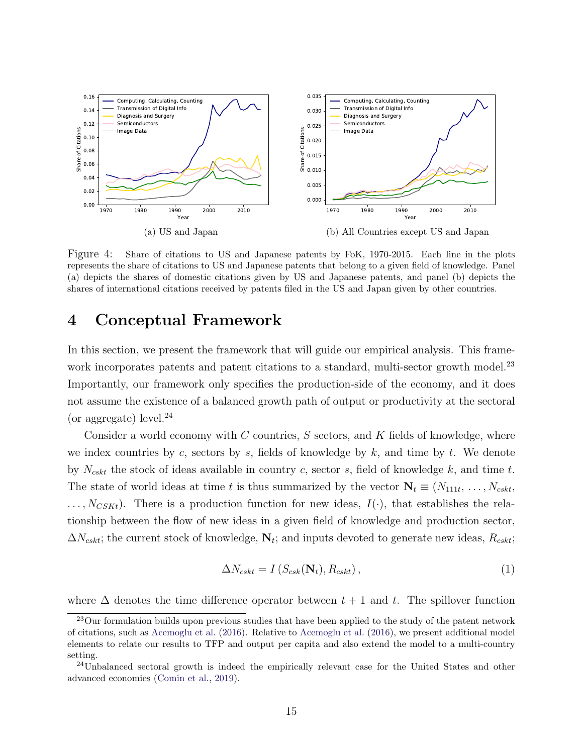(a) US and Japan

(b) All Countries except US and Japan

Figure 4: Share of citations to US and Japanese patents by FoK, 1970-2015. Each line in the plots represents the share of citations to US and Japanese patents that belong to a given field of knowledge. Panel (a) depicts the shares of domestic citations given by US and Japanese patents, and panel (b) depicts the shares of international citations received by patents filed in the US and Japan given by other countries.

# 4 Conceptual Framework

In this section, we present the framework that will guide our empirical analysis. This framework incorporates patents and patent citations to a standard, multi-sector growth model.[23] Importantly, our framework only specifies the production-side of the economy, and it does not assume the existence of a balanced growth path of output or productivity at the sectoral (or aggregate) level.[24]

Consider a world economy with $C$ countries, $S$ sectors, and $K$ fields of knowledge, where we index countries by $c$, sectors by $s$, fields of knowledge by $k$, and time by $t$. We denote by $N_{cskt}$ the stock of ideas available in country $c$, sector $s$, field of knowledge $k$, and time $t$. The state of world ideas at time $t$ is thus summarized by the vector $\mathbf{N}_t \equiv (N_{111t}, \ldots, N_{cskt}, \ldots, N_{CSKt})$. There is a production function for new ideas, $I(\cdot)$, that establishes the relationship between the flow of new ideas in a given field of knowledge and production sector, $\Delta N_{cskt}$; the current stock of knowledge, $\mathbf{N}_t$; and inputs devoted to generate new ideas, $R_{cskt}$;

$$\Delta N_{cskt} = I\left(S_{csk}(\mathbf{N}_t), R_{cskt}\right), \tag{1}$$

where $\Delta$ denotes the time difference operator between $t + 1$ and $t$. The spillover function

[23] Our formulation builds upon previous studies that have been applied to the study of the patent network of citations, such as Acemoglu et al. (2016). Relative to Acemoglu et al. (2016), we present additional model elements to relate our results to TFP and output per capita and also extend the model to a multi-country setting.

[24] Unbalanced sectoral growth is indeed the empirically relevant case for the United States and other advanced economies (Comin et al., 2019).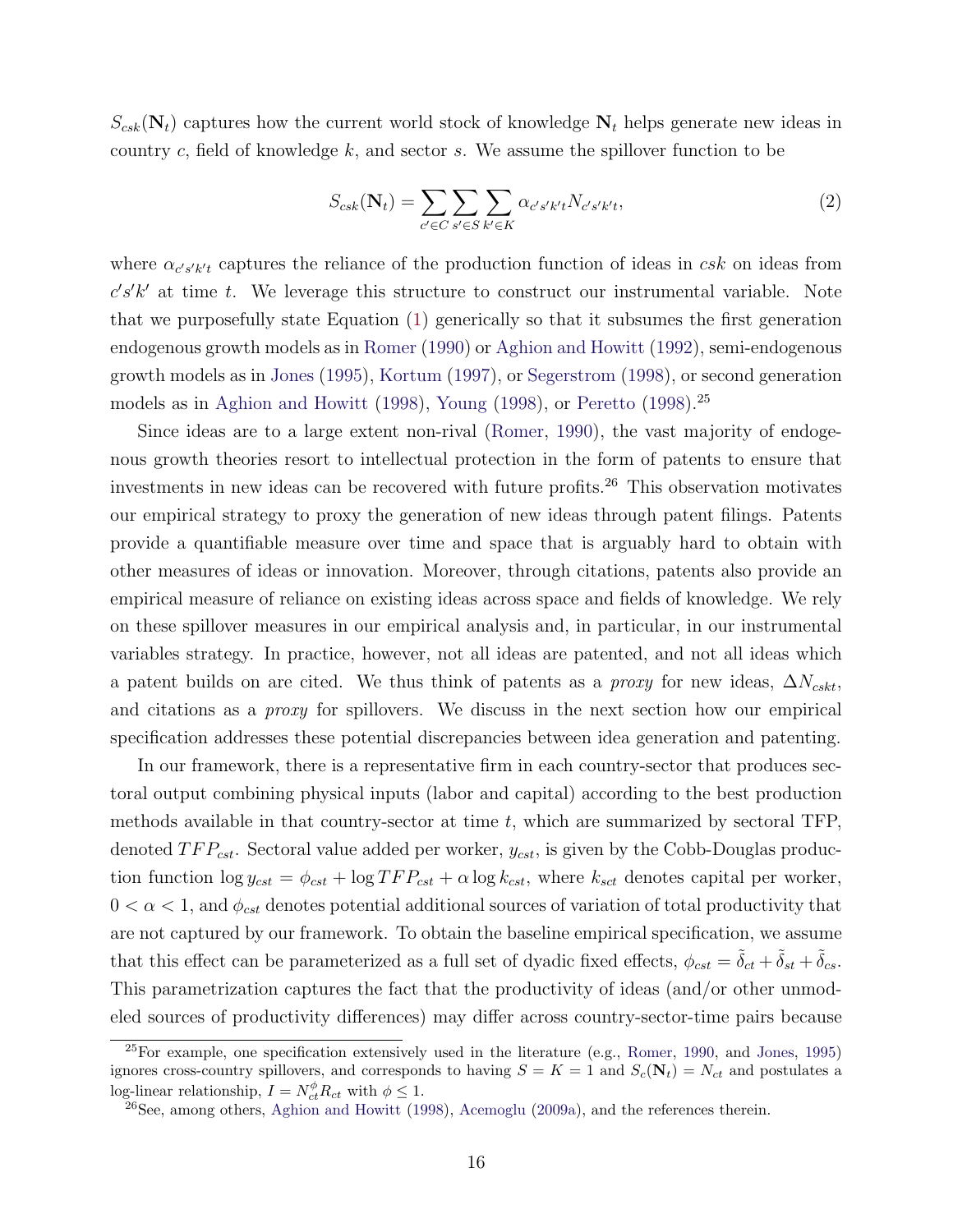$S_{csk}(\mathbf{N}_t)$ captures how the current world stock of knowledge $\mathbf{N}_t$ helps generate new ideas in country $c$, field of knowledge $k$, and sector $s$. We assume the spillover function to be

$$S_{csk}(\mathbf{N}_t) = \sum_{c' \in C} \sum_{s' \in S} \sum_{k' \in K} \alpha_{c's'k't} N_{c's'k't}, \tag{2}$$

where $\alpha_{c's'k't}$ captures the reliance of the production function of ideas in $csk$ on ideas from $c's'k'$ at time $t$. We leverage this structure to construct our instrumental variable. Note that we purposefully state Equation (1) generically so that it subsumes the first generation endogenous growth models as in Romer (1990) or Aghion and Howitt (1992), semi-endogenous growth models as in Jones (1995), Kortum (1997), or Segerstrom (1998), or second generation models as in Aghion and Howitt (1998), Young (1998), or Peretto (1998).[25]

Since ideas are to a large extent non-rival (Romer, 1990), the vast majority of endogenous growth theories resort to intellectual protection in the form of patents to ensure that investments in new ideas can be recovered with future profits.[26] This observation motivates our empirical strategy to proxy the generation of new ideas through patent filings. Patents provide a quantifiable measure over time and space that is arguably hard to obtain with other measures of ideas or innovation. Moreover, through citations, patents also provide an empirical measure of reliance on existing ideas across space and fields of knowledge. We rely on these spillover measures in our empirical analysis and, in particular, in our instrumental variables strategy. In practice, however, not all ideas are patented, and not all ideas which a patent builds on are cited. We thus think of patents as a *proxy* for new ideas, $\Delta N_{cskt}$, and citations as a *proxy* for spillovers. We discuss in the next section how our empirical specification addresses these potential discrepancies between idea generation and patenting.

In our framework, there is a representative firm in each country-sector that produces sectoral output combining physical inputs (labor and capital) according to the best production methods available in that country-sector at time $t$, which are summarized by sectoral TFP, denoted $TFP_{cst}$. Sectoral value added per worker, $y_{cst}$, is given by the Cobb-Douglas production function $\log y_{cst} = \phi_{cst} + \log TFP_{cst} + \alpha \log k_{cst}$, where $k_{sct}$ denotes capital per worker, $0 < \alpha < 1$, and $\phi_{cst}$ denotes potential additional sources of variation of total productivity that are not captured by our framework. To obtain the baseline empirical specification, we assume that this effect can be parameterized as a full set of dyadic fixed effects, $\phi_{cst} = \tilde{\delta}_{ct} + \tilde{\delta}_{st} + \tilde{\delta}_{cs}$. This parametrization captures the fact that the productivity of ideas (and/or other unmodeled sources of productivity differences) may differ across country-sector-time pairs because

[25] For example, one specification extensively used in the literature (e.g., Romer, 1990, and Jones, 1995) ignores cross-country spillovers, and corresponds to having $S = K = 1$ and $S_c(\mathbf{N}_t) = N_{ct}$ and postulates a log-linear relationship, $I = N_{ct}^{\phi} R_{ct}$ with $\phi \leq 1$.

[26] See, among others, Aghion and Howitt (1998), Acemoglu (2009a), and the references therein.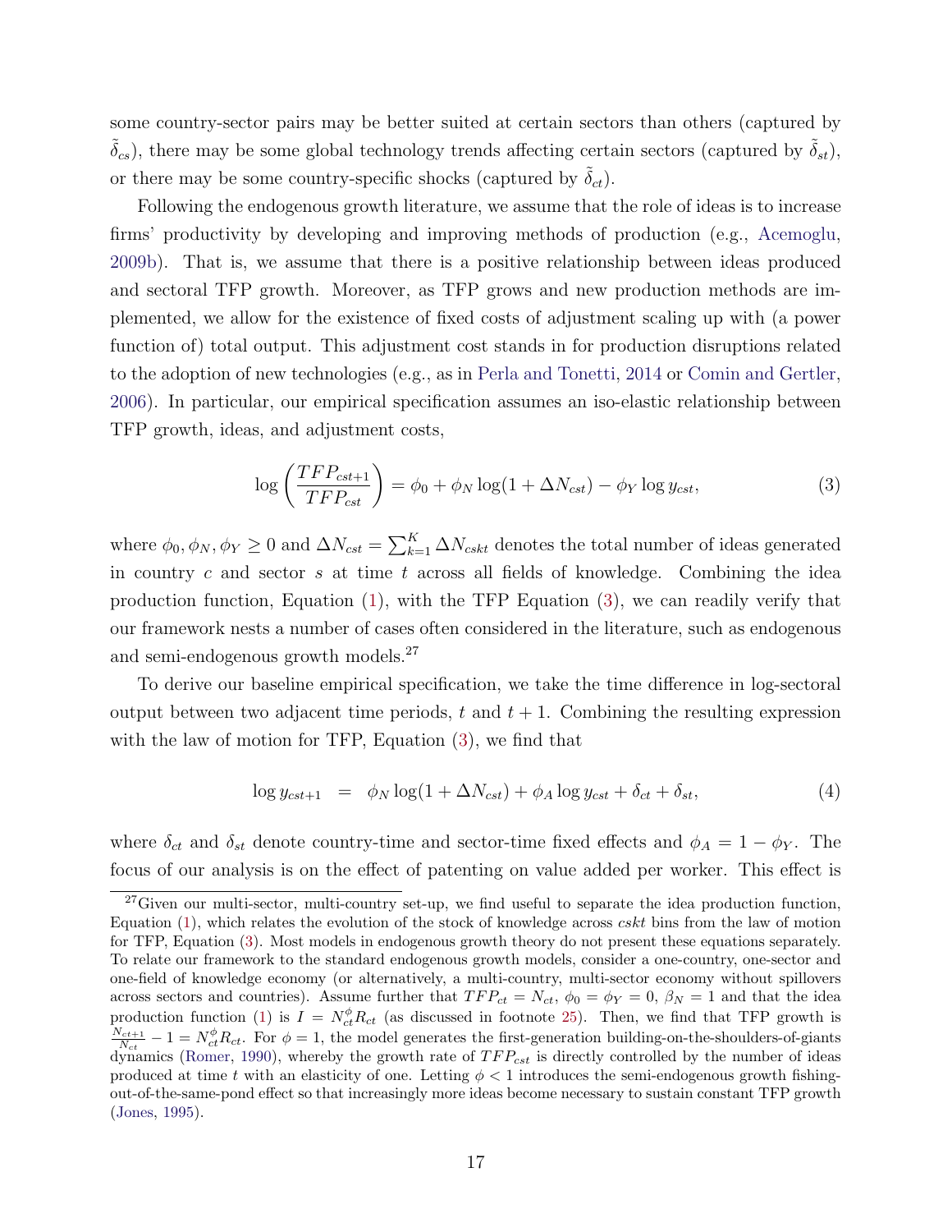some country-sector pairs may be better suited at certain sectors than others (captured by $\tilde{\delta}_{cs}$), there may be some global technology trends affecting certain sectors (captured by $\tilde{\delta}_{st}$), or there may be some country-specific shocks (captured by $\tilde{\delta}_{ct}$).

Following the endogenous growth literature, we assume that the role of ideas is to increase firms' productivity by developing and improving methods of production (e.g., Acemoglu, 2009b). That is, we assume that there is a positive relationship between ideas produced and sectoral TFP growth. Moreover, as TFP grows and new production methods are implemented, we allow for the existence of fixed costs of adjustment scaling up with (a power function of) total output. This adjustment cost stands in for production disruptions related to the adoption of new technologies (e.g., as in Perla and Tonetti, 2014 or Comin and Gertler, 2006). In particular, our empirical specification assumes an iso-elastic relationship between TFP growth, ideas, and adjustment costs,

$$\log\left(\frac{TFP_{cst+1}}{TFP_{cst}}\right) = \phi_0 + \phi_N \log(1 + \Delta N_{cst}) - \phi_Y \log y_{cst}, \tag{3}$$

where $\phi_0, \phi_N, \phi_Y \geq 0$ and $\Delta N_{cst} = \sum_{k=1}^{K} \Delta N_{cskt}$ denotes the total number of ideas generated in country $c$ and sector $s$ at time $t$ across all fields of knowledge. Combining the idea production function, Equation (1), with the TFP Equation (3), we can readily verify that our framework nests a number of cases often considered in the literature, such as endogenous and semi-endogenous growth models.[27]

To derive our baseline empirical specification, we take the time difference in log-sectoral output between two adjacent time periods, $t$ and $t+1$. Combining the resulting expression with the law of motion for TFP, Equation (3), we find that

$$\log y_{cst+1} \;\; = \;\; \phi_N \log(1 + \Delta N_{cst}) + \phi_A \log y_{cst} + \delta_{ct} + \delta_{st}, \tag{4}$$

where $\delta_{ct}$ and $\delta_{st}$ denote country-time and sector-time fixed effects and $\phi_A = 1 - \phi_Y$. The focus of our analysis is on the effect of patenting on value added per worker. This effect is

[27] Given our multi-sector, multi-country set-up, we find useful to separate the idea production function, Equation (1), which relates the evolution of the stock of knowledge across *cskt* bins from the law of motion for TFP, Equation (3). Most models in endogenous growth theory do not present these equations separately. To relate our framework to the standard endogenous growth models, consider a one-country, one-sector and one-field of knowledge economy (or alternatively, a multi-country, multi-sector economy without spillovers across sectors and countries). Assume further that $TFP_{ct} = N_{ct}$, $\phi_0 = \phi_Y = 0$, $\beta_N = 1$ and that the idea production function (1) is $I = N_{ct}^{\phi} R_{ct}$ (as discussed in footnote 25). Then, we find that TFP growth is $\frac{N_{ct+1}}{N_{ct}} - 1 = N_{ct}^{\phi} R_{ct}$. For $\phi = 1$, the model generates the first-generation building-on-the-shoulders-of-giants dynamics (Romer, 1990), whereby the growth rate of $TFP_{cst}$ is directly controlled by the number of ideas produced at time $t$ with an elasticity of one. Letting $\phi < 1$ introduces the semi-endogenous growth fishing-out-of-the-same-pond effect so that increasingly more ideas become necessary to sustain constant TFP growth (Jones, 1995).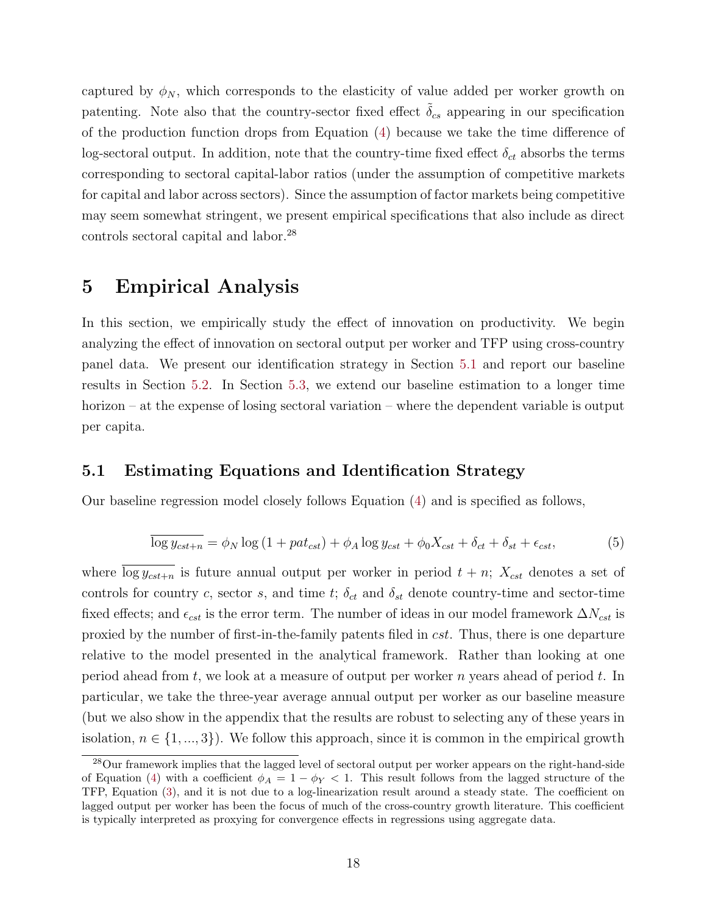captured by $\phi_N$, which corresponds to the elasticity of value added per worker growth on patenting. Note also that the country-sector fixed effect $\tilde{\delta}_{cs}$ appearing in our specification of the production function drops from Equation (4) because we take the time difference of log-sectoral output. In addition, note that the country-time fixed effect $\delta_{ct}$ absorbs the terms corresponding to sectoral capital-labor ratios (under the assumption of competitive markets for capital and labor across sectors). Since the assumption of factor markets being competitive may seem somewhat stringent, we present empirical specifications that also include as direct controls sectoral capital and labor.[28]

# 5 Empirical Analysis

In this section, we empirically study the effect of innovation on productivity. We begin analyzing the effect of innovation on sectoral output per worker and TFP using cross-country panel data. We present our identification strategy in Section 5.1 and report our baseline results in Section 5.2. In Section 5.3, we extend our baseline estimation to a longer time horizon – at the expense of losing sectoral variation – where the dependent variable is output per capita.

## 5.1 Estimating Equations and Identification Strategy

Our baseline regression model closely follows Equation (4) and is specified as follows,

$$\overline{\log y_{cst+n}} = \phi_N \log\left(1 + pat_{cst}\right) + \phi_A \log y_{cst} + \phi_0 X_{cst} + \delta_{ct} + \delta_{st} + \epsilon_{cst}, \tag{5}$$

where $\overline{\log y_{cst+n}}$ is future annual output per worker in period $t+n$; $X_{cst}$ denotes a set of controls for country $c$, sector $s$, and time $t$; $\delta_{ct}$ and $\delta_{st}$ denote country-time and sector-time fixed effects; and $\epsilon_{cst}$ is the error term. The number of ideas in our model framework $\Delta N_{cst}$ is proxied by the number of first-in-the-family patents filed in $cst$. Thus, there is one departure relative to the model presented in the analytical framework. Rather than looking at one period ahead from $t$, we look at a measure of output per worker $n$ years ahead of period $t$. In particular, we take the three-year average annual output per worker as our baseline measure (but we also show in the appendix that the results are robust to selecting any of these years in isolation, $n \in \{1, ..., 3\}$). We follow this approach, since it is common in the empirical growth

[28] Our framework implies that the lagged level of sectoral output per worker appears on the right-hand-side of Equation (4) with a coefficient $\phi_A = 1 - \phi_Y < 1$. This result follows from the lagged structure of the TFP, Equation (3), and it is not due to a log-linearization result around a steady state. The coefficient on lagged output per worker has been the focus of much of the cross-country growth literature. This coefficient is typically interpreted as proxying for convergence effects in regressions using aggregate data.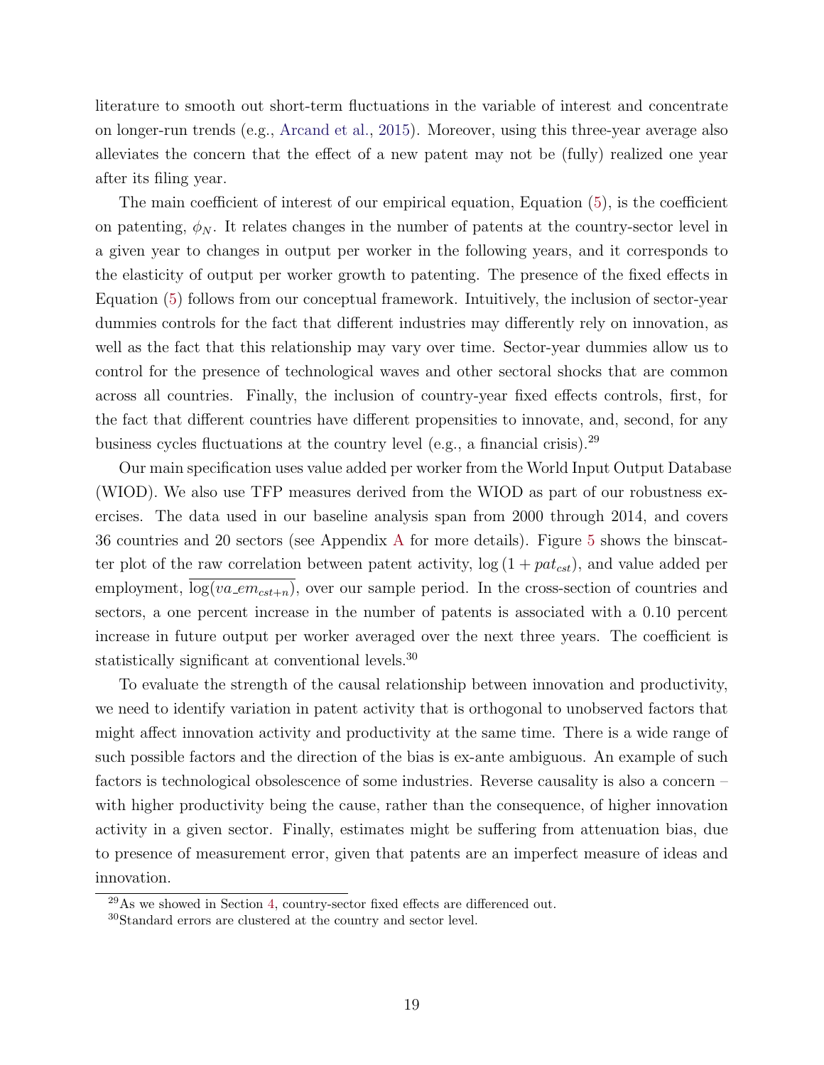literature to smooth out short-term fluctuations in the variable of interest and concentrate on longer-run trends (e.g., Arcand et al., 2015). Moreover, using this three-year average also alleviates the concern that the effect of a new patent may not be (fully) realized one year after its filing year.

The main coefficient of interest of our empirical equation, Equation (5), is the coefficient on patenting, $\phi_N$. It relates changes in the number of patents at the country-sector level in a given year to changes in output per worker in the following years, and it corresponds to the elasticity of output per worker growth to patenting. The presence of the fixed effects in Equation (5) follows from our conceptual framework. Intuitively, the inclusion of sector-year dummies controls for the fact that different industries may differently rely on innovation, as well as the fact that this relationship may vary over time. Sector-year dummies allow us to control for the presence of technological waves and other sectoral shocks that are common across all countries. Finally, the inclusion of country-year fixed effects controls, first, for the fact that different countries have different propensities to innovate, and, second, for any business cycles fluctuations at the country level (e.g., a financial crisis).[29]

Our main specification uses value added per worker from the World Input Output Database (WIOD). We also use TFP measures derived from the WIOD as part of our robustness exercises. The data used in our baseline analysis span from 2000 through 2014, and covers 36 countries and 20 sectors (see Appendix A for more details). Figure 5 shows the binscatter plot of the raw correlation between patent activity, $\log(1 + pat_{cst})$, and value added per employment, $\overline{\log(va\_em_{cst+n})}$, over our sample period. In the cross-section of countries and sectors, a one percent increase in the number of patents is associated with a 0.10 percent increase in future output per worker averaged over the next three years. The coefficient is statistically significant at conventional levels.[30]

To evaluate the strength of the causal relationship between innovation and productivity, we need to identify variation in patent activity that is orthogonal to unobserved factors that might affect innovation activity and productivity at the same time. There is a wide range of such possible factors and the direction of the bias is ex-ante ambiguous. An example of such factors is technological obsolescence of some industries. Reverse causality is also a concern – with higher productivity being the cause, rather than the consequence, of higher innovation activity in a given sector. Finally, estimates might be suffering from attenuation bias, due to presence of measurement error, given that patents are an imperfect measure of ideas and innovation.

[29] As we showed in Section 4, country-sector fixed effects are differenced out.

[30] Standard errors are clustered at the country and sector level.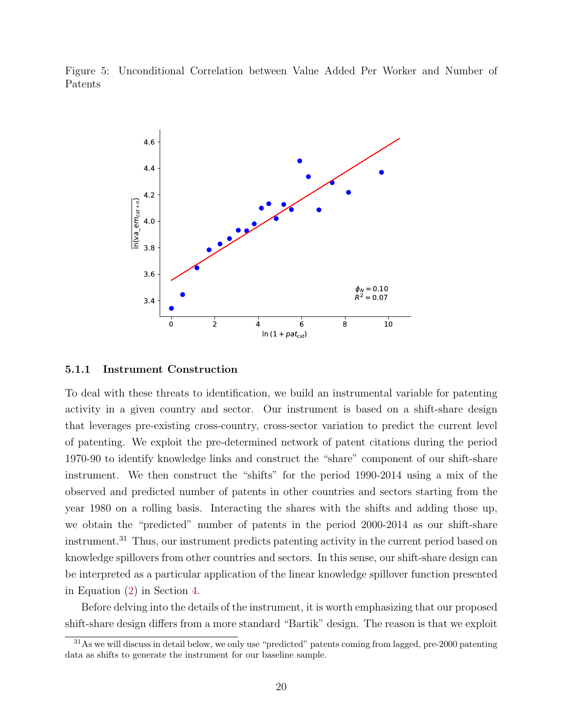Figure 5: Unconditional Correlation between Value Added Per Worker and Number of Patents

### 5.1.1 Instrument Construction

To deal with these threats to identification, we build an instrumental variable for patenting activity in a given country and sector. Our instrument is based on a shift-share design that leverages pre-existing cross-country, cross-sector variation to predict the current level of patenting. We exploit the pre-determined network of patent citations during the period 1970-90 to identify knowledge links and construct the "share" component of our shift-share instrument. We then construct the "shifts" for the period 1990-2014 using a mix of the observed and predicted number of patents in other countries and sectors starting from the year 1980 on a rolling basis. Interacting the shares with the shifts and adding those up, we obtain the "predicted" number of patents in the period 2000-2014 as our shift-share instrument.[31] Thus, our instrument predicts patenting activity in the current period based on knowledge spillovers from other countries and sectors. In this sense, our shift-share design can be interpreted as a particular application of the linear knowledge spillover function presented in Equation (2) in Section 4.

Before delving into the details of the instrument, it is worth emphasizing that our proposed shift-share design differs from a more standard "Bartik" design. The reason is that we exploit

[31] As we will discuss in detail below, we only use "predicted" patents coming from lagged, pre-2000 patenting data as shifts to generate the instrument for our baseline sample.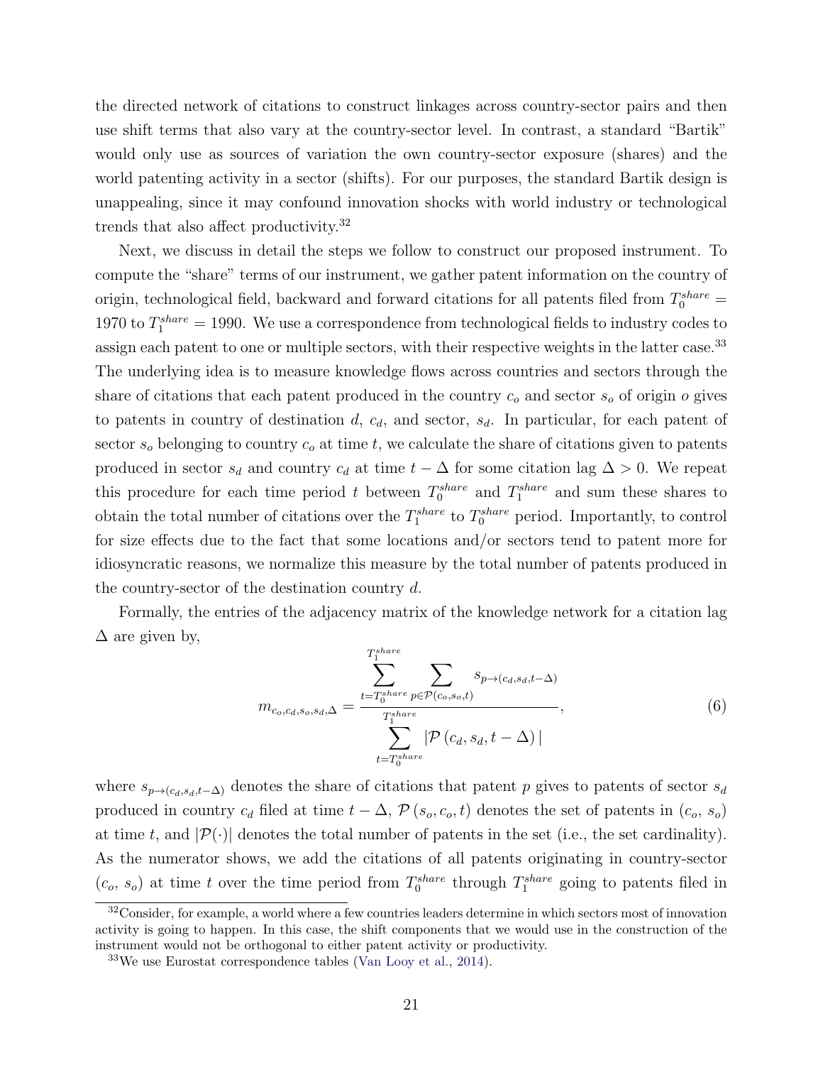the directed network of citations to construct linkages across country-sector pairs and then use shift terms that also vary at the country-sector level. In contrast, a standard "Bartik" would only use as sources of variation the own country-sector exposure (shares) and the world patenting activity in a sector (shifts). For our purposes, the standard Bartik design is unappealing, since it may confound innovation shocks with world industry or technological trends that also affect productivity.[32]

Next, we discuss in detail the steps we follow to construct our proposed instrument. To compute the "share" terms of our instrument, we gather patent information on the country of origin, technological field, backward and forward citations for all patents filed from $T_0^{share} = 1970$ to $T_1^{share} = 1990$. We use a correspondence from technological fields to industry codes to assign each patent to one or multiple sectors, with their respective weights in the latter case.[33] The underlying idea is to measure knowledge flows across countries and sectors through the share of citations that each patent produced in the country $c_o$ and sector $s_o$ of origin $o$ gives to patents in country of destination $d$, $c_d$, and sector, $s_d$. In particular, for each patent of sector $s_o$ belonging to country $c_o$ at time $t$, we calculate the share of citations given to patents produced in sector $s_d$ and country $c_d$ at time $t - \Delta$ for some citation lag $\Delta > 0$. We repeat this procedure for each time period $t$ between $T_0^{share}$ and $T_1^{share}$ and sum these shares to obtain the total number of citations over the $T_1^{share}$ to $T_0^{share}$ period. Importantly, to control for size effects due to the fact that some locations and/or sectors tend to patent more for idiosyncratic reasons, we normalize this measure by the total number of patents produced in the country-sector of the destination country $d$.

Formally, the entries of the adjacency matrix of the knowledge network for a citation lag $\Delta$ are given by,

$$m_{c_o,c_d,s_o,s_d,\Delta} = \frac{\sum\limits_{t=T_0^{share}}^{T_1^{share}} \sum\limits_{p \in \mathcal{P}(c_o,s_o,t)} s_{p \to (c_d,s_d,t-\Delta)}}{\sum\limits_{t=T_0^{share}}^{T_1^{share}} |\mathcal{P}\left(c_d, s_d, t-\Delta\right)|}, \tag{6}$$

where $s_{p \to (c_d,s_d,t-\Delta)}$ denotes the share of citations that patent $p$ gives to patents of sector $s_d$ produced in country $c_d$ filed at time $t - \Delta$, $\mathcal{P}(s_o, c_o, t)$ denotes the set of patents in ($c_o$, $s_o$) at time $t$, and $|\mathcal{P}(\cdot)|$ denotes the total number of patents in the set (i.e., the set cardinality). As the numerator shows, we add the citations of all patents originating in country-sector ($c_o$, $s_o$) at time $t$ over the time period from $T_0^{share}$ through $T_1^{share}$ going to patents filed in

[32] Consider, for example, a world where a few countries leaders determine in which sectors most of innovation activity is going to happen. In this case, the shift components that we would use in the construction of the instrument would not be orthogonal to either patent activity or productivity.

[33] We use Eurostat correspondence tables (Van Looy et al., 2014).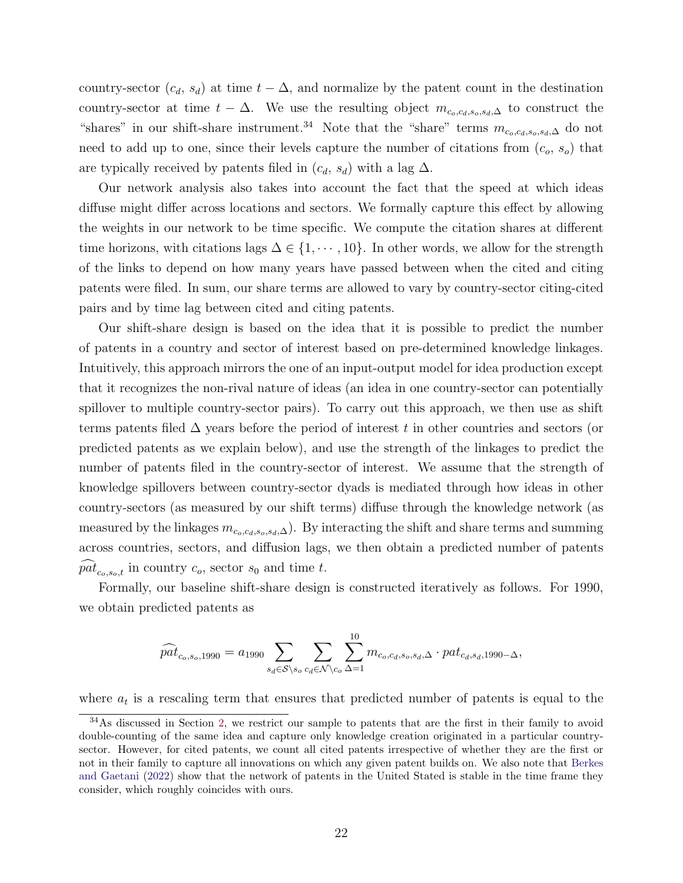country-sector ($c_d$, $s_d$) at time $t - \Delta$, and normalize by the patent count in the destination country-sector at time $t - \Delta$. We use the resulting object $m_{c_o,c_d,s_o,s_d,\Delta}$ to construct the "shares" in our shift-share instrument.[34] Note that the "share" terms $m_{c_o,c_d,s_o,s_d,\Delta}$ do not need to add up to one, since their levels capture the number of citations from ($c_o$, $s_o$) that are typically received by patents filed in ($c_d$, $s_d$) with a lag $\Delta$.

Our network analysis also takes into account the fact that the speed at which ideas diffuse might differ across locations and sectors. We formally capture this effect by allowing the weights in our network to be time specific. We compute the citation shares at different time horizons, with citations lags $\Delta \in \{1, \cdots, 10\}$. In other words, we allow for the strength of the links to depend on how many years have passed between when the cited and citing patents were filed. In sum, our share terms are allowed to vary by country-sector citing-cited pairs and by time lag between cited and citing patents.

Our shift-share design is based on the idea that it is possible to predict the number of patents in a country and sector of interest based on pre-determined knowledge linkages. Intuitively, this approach mirrors the one of an input-output model for idea production except that it recognizes the non-rival nature of ideas (an idea in one country-sector can potentially spillover to multiple country-sector pairs). To carry out this approach, we then use as shift terms patents filed $\Delta$ years before the period of interest $t$ in other countries and sectors (or predicted patents as we explain below), and use the strength of the linkages to predict the number of patents filed in the country-sector of interest. We assume that the strength of knowledge spillovers between country-sector dyads is mediated through how ideas in other country-sectors (as measured by our shift terms) diffuse through the knowledge network (as measured by the linkages $m_{c_o,c_d,s_o,s_d,\Delta}$). By interacting the shift and share terms and summing across countries, sectors, and diffusion lags, we then obtain a predicted number of patents $\widehat{pat}_{c_o,s_o,t}$ in country $c_o$, sector $s_0$ and time $t$.

Formally, our baseline shift-share design is constructed iteratively as follows. For 1990, we obtain predicted patents as

$$\widehat{pat}_{c_o,s_o,1990} = a_{1990} \sum_{s_d \in \mathcal{S} \setminus s_o} \sum_{c_d \in \mathcal{N} \setminus c_o} \sum_{\Delta=1}^{10} m_{c_o,c_d,s_o,s_d,\Delta} \cdot pat_{c_d,s_d,1990-\Delta},$$

where $a_t$ is a rescaling term that ensures that predicted number of patents is equal to the

[34] As discussed in Section 2, we restrict our sample to patents that are the first in their family to avoid double-counting of the same idea and capture only knowledge creation originated in a particular country-sector. However, for cited patents, we count all cited patents irrespective of whether they are the first or not in their family to capture all innovations on which any given patent builds on. We also note that Berkes and Gaetani (2022) show that the network of patents in the United Stated is stable in the time frame they consider, which roughly coincides with ours.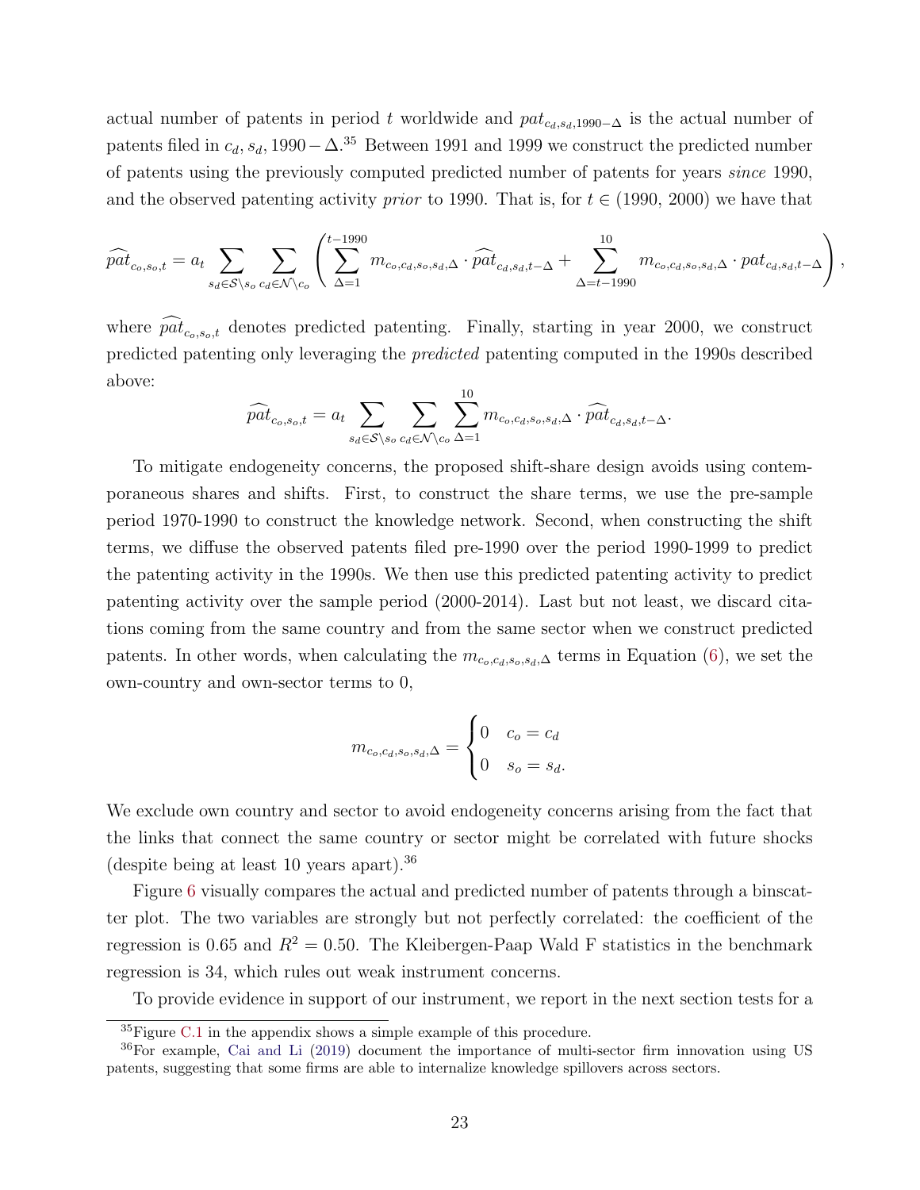actual number of patents in period $t$ worldwide and $pat_{c_d,s_d,1990-\Delta}$ is the actual number of patents filed in $c_d, s_d, 1990-\Delta$.[35] Between 1991 and 1999 we construct the predicted number of patents using the previously computed predicted number of patents for years *since* 1990, and the observed patenting activity *prior* to 1990. That is, for $t \in (1990, 2000)$ we have that

$$\widehat{pat}_{c_o,s_o,t} = a_t \sum_{s_d \in \mathcal{S} \setminus s_o} \sum_{c_d \in \mathcal{N} \setminus c_o} \left( \sum_{\Delta=1}^{t-1990} m_{c_o,c_d,s_o,s_d,\Delta} \cdot \widehat{pat}_{c_d,s_d,t-\Delta} + \sum_{\Delta=t-1990}^{10} m_{c_o,c_d,s_o,s_d,\Delta} \cdot pat_{c_d,s_d,t-\Delta} \right),$$

where $\widehat{pat}_{c_o,s_o,t}$ denotes predicted patenting. Finally, starting in year 2000, we construct predicted patenting only leveraging the *predicted* patenting computed in the 1990s described above:

$$\widehat{pat}_{c_o,s_o,t} = a_t \sum_{s_d \in \mathcal{S} \setminus s_o} \sum_{c_d \in \mathcal{N} \setminus c_o} \sum_{\Delta=1}^{10} m_{c_o,c_d,s_o,s_d,\Delta} \cdot \widehat{pat}_{c_d,s_d,t-\Delta}.$$

To mitigate endogeneity concerns, the proposed shift-share design avoids using contemporaneous shares and shifts. First, to construct the share terms, we use the pre-sample period 1970-1990 to construct the knowledge network. Second, when constructing the shift terms, we diffuse the observed patents filed pre-1990 over the period 1990-1999 to predict the patenting activity in the 1990s. We then use this predicted patenting activity to predict patenting activity over the sample period (2000-2014). Last but not least, we discard citations coming from the same country and from the same sector when we construct predicted patents. In other words, when calculating the $m_{c_o,c_d,s_o,s_d,\Delta}$ terms in Equation (6), we set the own-country and own-sector terms to 0,

$$m_{c_o,c_d,s_o,s_d,\Delta} = \begin{cases} 0 & c_o = c_d \\ 0 & s_o = s_d. \end{cases}$$

We exclude own country and sector to avoid endogeneity concerns arising from the fact that the links that connect the same country or sector might be correlated with future shocks (despite being at least 10 years apart).[36]

Figure 6 visually compares the actual and predicted number of patents through a binscatter plot. The two variables are strongly but not perfectly correlated: the coefficient of the regression is 0.65 and $R^2 = 0.50$. The Kleibergen-Paap Wald F statistics in the benchmark regression is 34, which rules out weak instrument concerns.

To provide evidence in support of our instrument, we report in the next section tests for a

[35] Figure C.1 in the appendix shows a simple example of this procedure.

[36] For example, Cai and Li (2019) document the importance of multi-sector firm innovation using US patents, suggesting that some firms are able to internalize knowledge spillovers across sectors.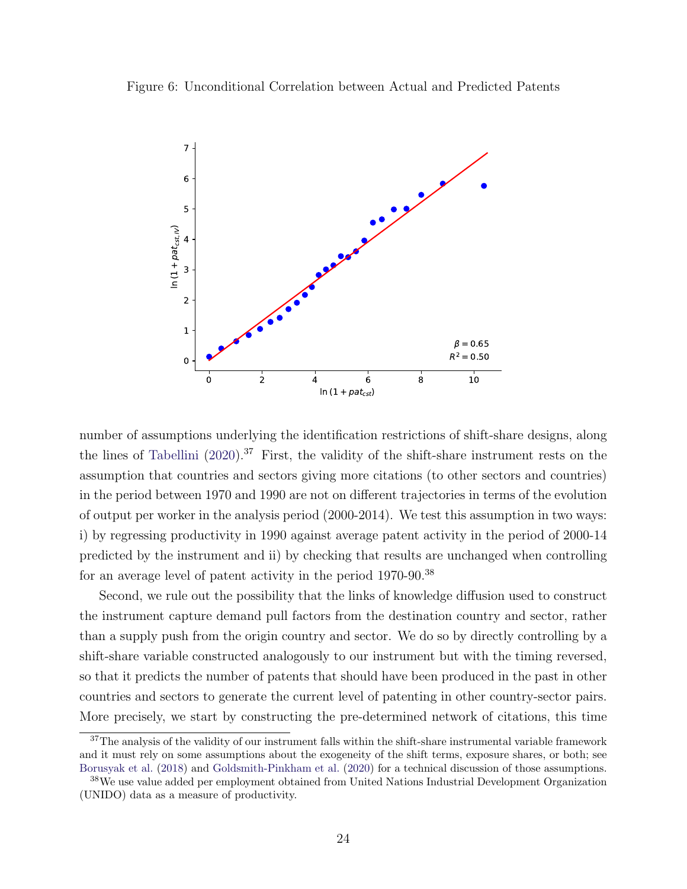Figure 6: Unconditional Correlation between Actual and Predicted Patents

number of assumptions underlying the identification restrictions of shift-share designs, along the lines of Tabellini (2020).[37] First, the validity of the shift-share instrument rests on the assumption that countries and sectors giving more citations (to other sectors and countries) in the period between 1970 and 1990 are not on different trajectories in terms of the evolution of output per worker in the analysis period (2000-2014). We test this assumption in two ways: i) by regressing productivity in 1990 against average patent activity in the period of 2000-14 predicted by the instrument and ii) by checking that results are unchanged when controlling for an average level of patent activity in the period 1970-90.[38]

Second, we rule out the possibility that the links of knowledge diffusion used to construct the instrument capture demand pull factors from the destination country and sector, rather than a supply push from the origin country and sector. We do so by directly controlling by a shift-share variable constructed analogously to our instrument but with the timing reversed, so that it predicts the number of patents that should have been produced in the past in other countries and sectors to generate the current level of patenting in other country-sector pairs. More precisely, we start by constructing the pre-determined network of citations, this time

[37] The analysis of the validity of our instrument falls within the shift-share instrumental variable framework and it must rely on some assumptions about the exogeneity of the shift terms, exposure shares, or both; see Borusyak et al. (2018) and Goldsmith-Pinkham et al. (2020) for a technical discussion of those assumptions.

[38] We use value added per employment obtained from United Nations Industrial Development Organization (UNIDO) data as a measure of productivity.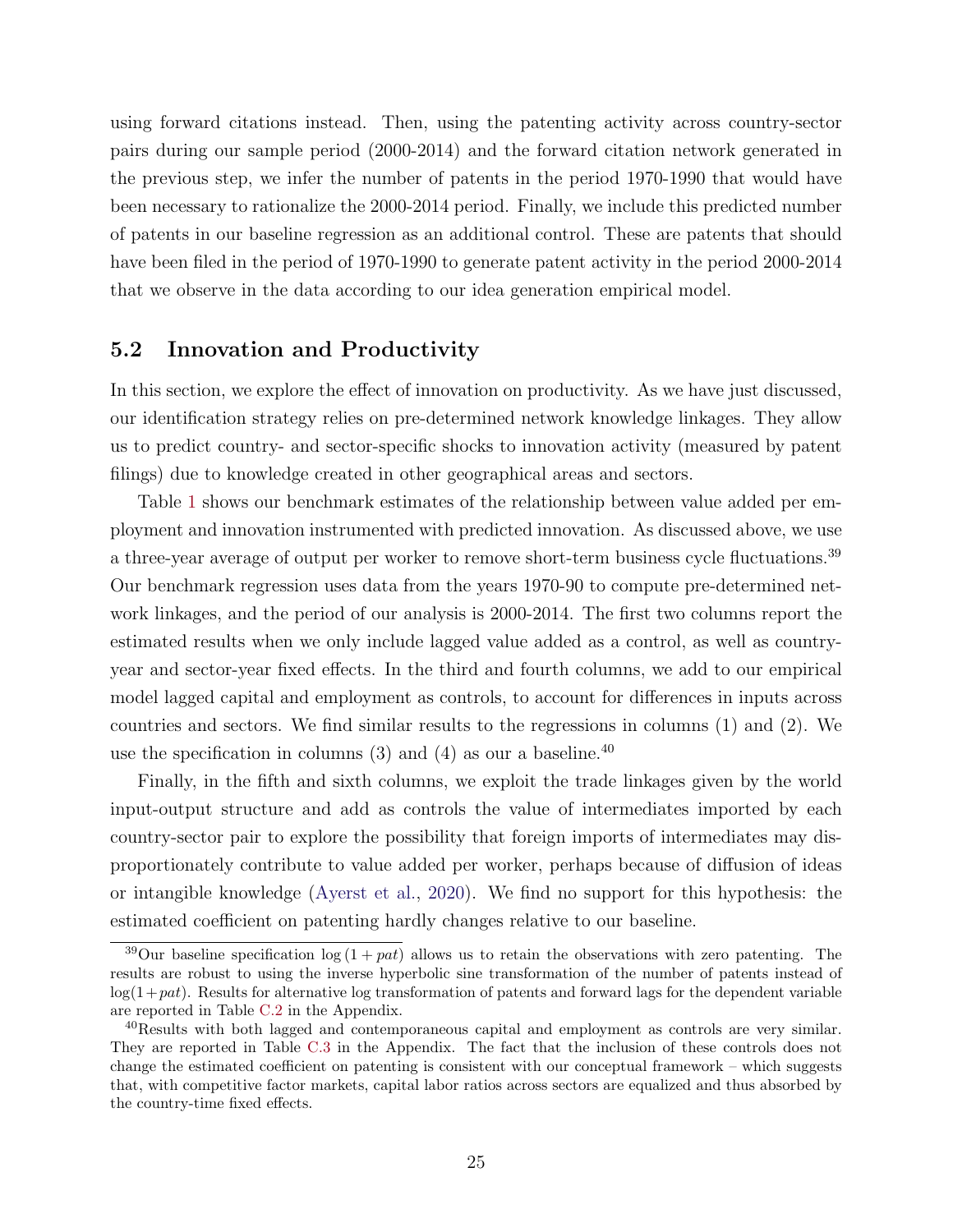using forward citations instead. Then, using the patenting activity across country-sector pairs during our sample period (2000-2014) and the forward citation network generated in the previous step, we infer the number of patents in the period 1970-1990 that would have been necessary to rationalize the 2000-2014 period. Finally, we include this predicted number of patents in our baseline regression as an additional control. These are patents that should have been filed in the period of 1970-1990 to generate patent activity in the period 2000-2014 that we observe in the data according to our idea generation empirical model.

## 5.2 Innovation and Productivity

In this section, we explore the effect of innovation on productivity. As we have just discussed, our identification strategy relies on pre-determined network knowledge linkages. They allow us to predict country- and sector-specific shocks to innovation activity (measured by patent filings) due to knowledge created in other geographical areas and sectors.

Table 1 shows our benchmark estimates of the relationship between value added per employment and innovation instrumented with predicted innovation. As discussed above, we use a three-year average of output per worker to remove short-term business cycle fluctuations.[39] Our benchmark regression uses data from the years 1970-90 to compute pre-determined network linkages, and the period of our analysis is 2000-2014. The first two columns report the estimated results when we only include lagged value added as a control, as well as country-year and sector-year fixed effects. In the third and fourth columns, we add to our empirical model lagged capital and employment as controls, to account for differences in inputs across countries and sectors. We find similar results to the regressions in columns (1) and (2). We use the specification in columns (3) and (4) as our a baseline.[40]

Finally, in the fifth and sixth columns, we exploit the trade linkages given by the world input-output structure and add as controls the value of intermediates imported by each country-sector pair to explore the possibility that foreign imports of intermediates may disproportionately contribute to value added per worker, perhaps because of diffusion of ideas or intangible knowledge (Ayerst et al., 2020). We find no support for this hypothesis: the estimated coefficient on patenting hardly changes relative to our baseline.

[39] Our baseline specification $\log(1 + pat)$ allows us to retain the observations with zero patenting. The results are robust to using the inverse hyperbolic sine transformation of the number of patents instead of $\log(1+pat)$. Results for alternative log transformation of patents and forward lags for the dependent variable are reported in Table C.2 in the Appendix.

[40] Results with both lagged and contemporaneous capital and employment as controls are very similar. They are reported in Table C.3 in the Appendix. The fact that the inclusion of these controls does not change the estimated coefficient on patenting is consistent with our conceptual framework – which suggests that, with competitive factor markets, capital labor ratios across sectors are equalized and thus absorbed by the country-time fixed effects.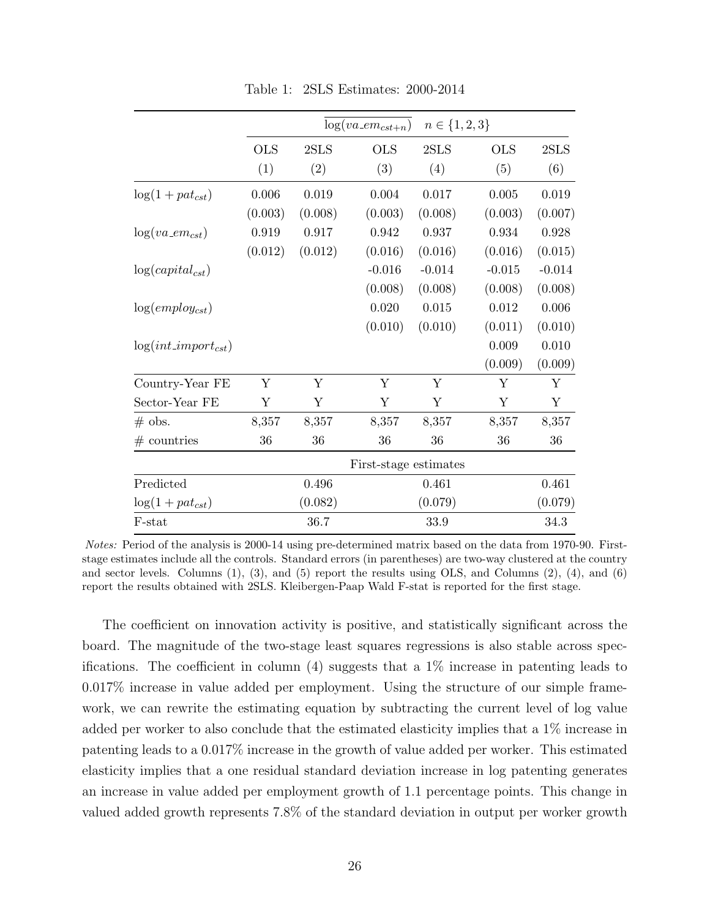Table 1: 2SLS Estimates: 2000-2014

| | $\overline{\log(va\_em_{cst+n})}$ | | $n \in \{1,2,3\}$ | | | |
|---|---|---|---|---|---|---|
| | OLS | 2SLS | OLS | 2SLS | OLS | 2SLS |
| | (1) | (2) | (3) | (4) | (5) | (6) |
| $\log(1+pat_{cst})$ | 0.006 | 0.019 | 0.004 | 0.017 | 0.005 | 0.019 |
| | (0.003) | (0.008) | (0.003) | (0.008) | (0.003) | (0.007) |
| $\log(va\_em_{cst})$ | 0.919 | 0.917 | 0.942 | 0.937 | 0.934 | 0.928 |
| | (0.012) | (0.012) | (0.016) | (0.016) | (0.016) | (0.015) |
| $\log(capital_{cst})$ | | | -0.016 | -0.014 | -0.015 | -0.014 |
| | | | (0.008) | (0.008) | (0.008) | (0.008) |
| $\log(employ_{cst})$ | | | 0.020 | 0.015 | 0.012 | 0.006 |
| | | | (0.010) | (0.010) | (0.011) | (0.010) |
| $\log(int\_import_{cst})$ | | | | | 0.009 | 0.010 |
| | | | | | (0.009) | (0.009) |
| Country-Year FE | Y | Y | Y | Y | Y | Y |
| Sector-Year FE | Y | Y | Y | Y | Y | Y |
| # obs. | 8,357 | 8,357 | 8,357 | 8,357 | 8,357 | 8,357 |
| # countries | 36 | 36 | 36 | 36 | 36 | 36 |
| | First-stage estimates | | | | | |
| Predicted | | 0.496 | | 0.461 | | 0.461 |
| $\log(1+pat_{cst})$ | | (0.082) | | (0.079) | | (0.079) |
| F-stat | | 36.7 | | 33.9 | | 34.3 |

*Notes:* Period of the analysis is 2000-14 using pre-determined matrix based on the data from 1970-90. First-stage estimates include all the controls. Standard errors (in parentheses) are two-way clustered at the country and sector levels. Columns (1), (3), and (5) report the results using OLS, and Columns (2), (4), and (6) report the results obtained with 2SLS. Kleibergen-Paap Wald F-stat is reported for the first stage.

The coefficient on innovation activity is positive, and statistically significant across the board. The magnitude of the two-stage least squares regressions is also stable across specifications. The coefficient in column (4) suggests that a 1% increase in patenting leads to 0.017% increase in value added per employment. Using the structure of our simple framework, we can rewrite the estimating equation by subtracting the current level of log value added per worker to also conclude that the estimated elasticity implies that a 1% increase in patenting leads to a 0.017% increase in the growth of value added per worker. This estimated elasticity implies that a one residual standard deviation increase in log patenting generates an increase in value added per employment growth of 1.1 percentage points. This change in valued added growth represents 7.8% of the standard deviation in output per worker growth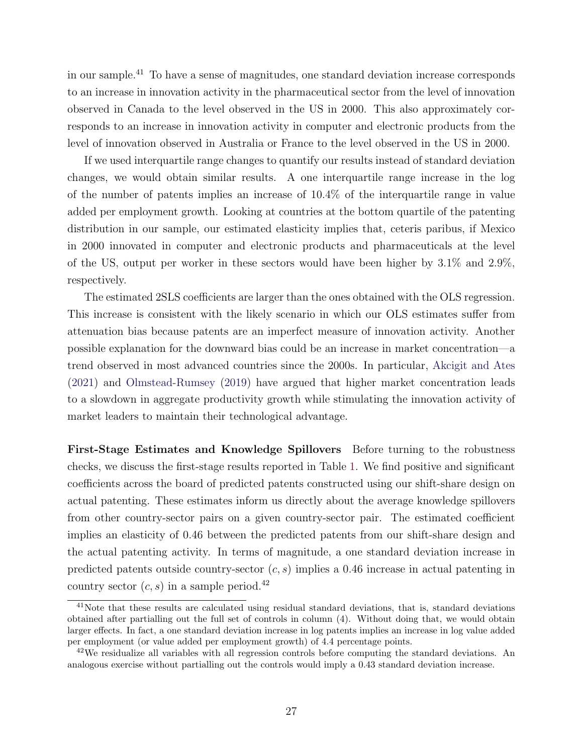in our sample.[41] To have a sense of magnitudes, one standard deviation increase corresponds to an increase in innovation activity in the pharmaceutical sector from the level of innovation observed in Canada to the level observed in the US in 2000. This also approximately corresponds to an increase in innovation activity in computer and electronic products from the level of innovation observed in Australia or France to the level observed in the US in 2000.

If we used interquartile range changes to quantify our results instead of standard deviation changes, we would obtain similar results. A one interquartile range increase in the log of the number of patents implies an increase of 10.4% of the interquartile range in value added per employment growth. Looking at countries at the bottom quartile of the patenting distribution in our sample, our estimated elasticity implies that, ceteris paribus, if Mexico in 2000 innovated in computer and electronic products and pharmaceuticals at the level of the US, output per worker in these sectors would have been higher by 3.1% and 2.9%, respectively.

The estimated 2SLS coefficients are larger than the ones obtained with the OLS regression. This increase is consistent with the likely scenario in which our OLS estimates suffer from attenuation bias because patents are an imperfect measure of innovation activity. Another possible explanation for the downward bias could be an increase in market concentration—a trend observed in most advanced countries since the 2000s. In particular, Akcigit and Ates (2021) and Olmstead-Rumsey (2019) have argued that higher market concentration leads to a slowdown in aggregate productivity growth while stimulating the innovation activity of market leaders to maintain their technological advantage.

**First-Stage Estimates and Knowledge Spillovers** Before turning to the robustness checks, we discuss the first-stage results reported in Table 1. We find positive and significant coefficients across the board of predicted patents constructed using our shift-share design on actual patenting. These estimates inform us directly about the average knowledge spillovers from other country-sector pairs on a given country-sector pair. The estimated coefficient implies an elasticity of 0.46 between the predicted patents from our shift-share design and the actual patenting activity. In terms of magnitude, a one standard deviation increase in predicted patents outside country-sector $(c, s)$ implies a 0.46 increase in actual patenting in country sector $(c, s)$ in a sample period.[42]

[41] Note that these results are calculated using residual standard deviations, that is, standard deviations obtained after partialling out the full set of controls in column (4). Without doing that, we would obtain larger effects. In fact, a one standard deviation increase in log patents implies an increase in log value added per employment (or value added per employment growth) of 4.4 percentage points.

[42] We residualize all variables with all regression controls before computing the standard deviations. An analogous exercise without partialling out the controls would imply a 0.43 standard deviation increase.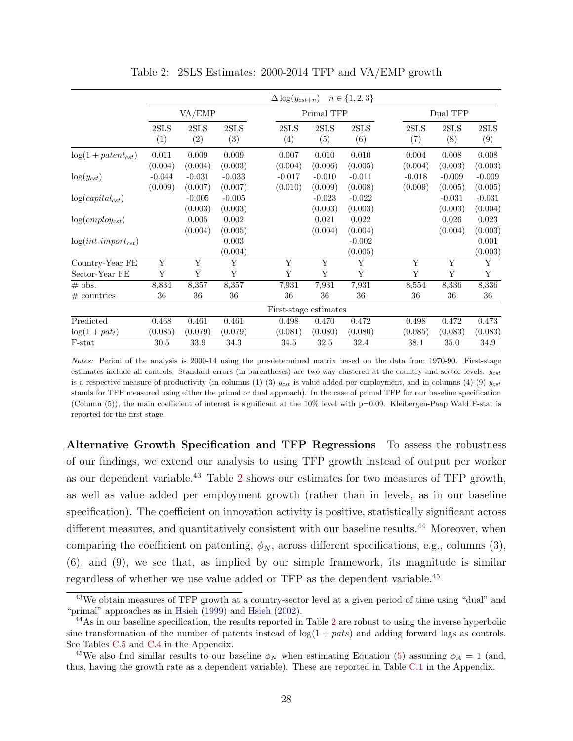Table 2: 2SLS Estimates: 2000-2014 TFP and VA/EMP growth

| | $\overline{\Delta \log(y_{cst+n})}$ $n \in \{1,2,3\}$ | | | | | | | | |
|---|---|---|---|---|---|---|---|---|---|
| | VA/EMP | | | Primal TFP | | | Dual TFP | | |
| | 2SLS (1) | 2SLS (2) | 2SLS (3) | 2SLS (4) | 2SLS (5) | 2SLS (6) | 2SLS (7) | 2SLS (8) | 2SLS (9) |
| $\log(1 + patent_{cst})$ | 0.011 | 0.009 | 0.009 | 0.007 | 0.010 | 0.010 | 0.004 | 0.008 | 0.008 |
| | (0.004) | (0.004) | (0.003) | (0.004) | (0.006) | (0.005) | (0.004) | (0.003) | (0.003) |
| $\log(y_{cst})$ | -0.044 | -0.031 | -0.033 | -0.017 | -0.010 | -0.011 | -0.018 | -0.009 | -0.009 |
| | (0.009) | (0.007) | (0.007) | (0.010) | (0.009) | (0.008) | (0.009) | (0.005) | (0.005) |
| $\log(capital_{cst})$ | | -0.005 | -0.005 | | -0.023 | -0.022 | | -0.031 | -0.031 |
| | | (0.003) | (0.003) | | (0.003) | (0.003) | | (0.003) | (0.004) |
| $\log(employ_{cst})$ | | 0.005 | 0.002 | | 0.021 | 0.022 | | 0.026 | 0.023 |
| | | (0.004) | (0.005) | | (0.004) | (0.004) | | (0.004) | (0.003) |
| $\log(int\_import_{cst})$ | | | 0.003 | | | -0.002 | | | 0.001 |
| | | | (0.004) | | | (0.005) | | | (0.003) |
| Country-Year FE | Y | Y | Y | Y | Y | Y | Y | Y | Y |
| Sector-Year FE | Y | Y | Y | Y | Y | Y | Y | Y | Y |
| # obs. | 8,834 | 8,357 | 8,357 | 7,931 | 7,931 | 7,931 | 8,554 | 8,336 | 8,336 |
| # countries | 36 | 36 | 36 | 36 | 36 | 36 | 36 | 36 | 36 |
| | First-stage estimates | | | | | | | | |
| Predicted | 0.468 | 0.461 | 0.461 | 0.498 | 0.470 | 0.472 | 0.498 | 0.472 | 0.473 |
| $\log(1 + pat_t)$ | (0.085) | (0.079) | (0.079) | (0.081) | (0.080) | (0.080) | (0.085) | (0.083) | (0.083) |
| F-stat | 30.5 | 33.9 | 34.3 | 34.5 | 32.5 | 32.4 | 38.1 | 35.0 | 34.9 |

*Notes:* Period of the analysis is 2000-14 using the pre-determined matrix based on the data from 1970-90. First-stage estimates include all controls. Standard errors (in parentheses) are two-way clustered at the country and sector levels. $y_{cst}$ is a respective measure of productivity (in columns (1)-(3) $y_{cst}$ is value added per employment, and in columns (4)-(9) $y_{cst}$ stands for TFP measured using either the primal or dual approach). In the case of primal TFP for our baseline specification (Column (5)), the main coefficient of interest is significant at the 10% level with p=0.09. Kleibergen-Paap Wald F-stat is reported for the first stage.

**Alternative Growth Specification and TFP Regressions** To assess the robustness of our findings, we extend our analysis to using TFP growth instead of output per worker as our dependent variable.[43] Table 2 shows our estimates for two measures of TFP growth, as well as value added per employment growth (rather than in levels, as in our baseline specification). The coefficient on innovation activity is positive, statistically significant across different measures, and quantitatively consistent with our baseline results.[44] Moreover, when comparing the coefficient on patenting, $\phi_N$, across different specifications, e.g., columns (3), (6), and (9), we see that, as implied by our simple framework, its magnitude is similar regardless of whether we use value added or TFP as the dependent variable.[45]

[43] We obtain measures of TFP growth at a country-sector level at a given period of time using "dual" and "primal" approaches as in Hsieh (1999) and Hsieh (2002).

[44] As in our baseline specification, the results reported in Table 2 are robust to using the inverse hyperbolic sine transformation of the number of patents instead of $\log(1 + pats)$ and adding forward lags as controls. See Tables C.5 and C.4 in the Appendix.

[45] We also find similar results to our baseline $\phi_N$ when estimating Equation (5) assuming $\phi_A = 1$ (and, thus, having the growth rate as a dependent variable). These are reported in Table C.1 in the Appendix.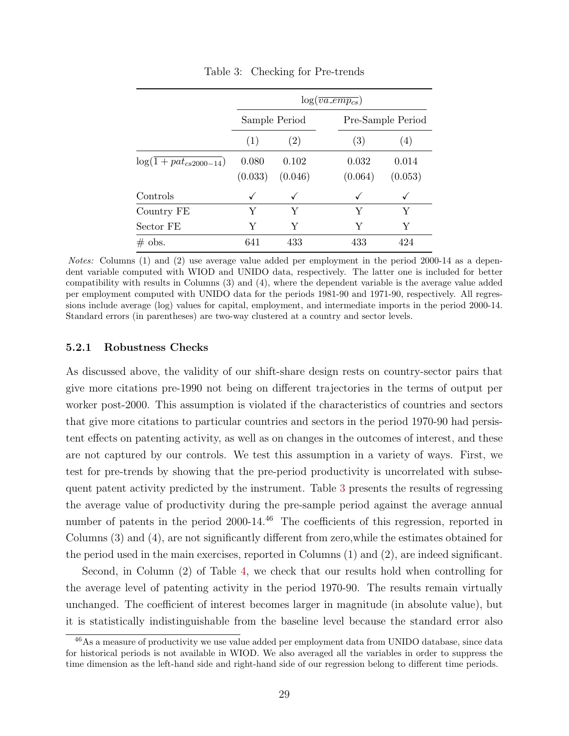Table 3: Checking for Pre-trends

| | $\log(\overline{va\_emp_{cs}})$ | | | |
|---|---|---|---|---|
| | Sample Period | | Pre-Sample Period | |
| | (1) | (2) | (3) | (4) |
| $\log(\overline{1 + pat_{cs2000-14}})$ | 0.080 | 0.102 | 0.032 | 0.014 |
| | (0.033) | (0.046) | (0.064) | (0.053) |
| Controls | ✓ | ✓ | ✓ | ✓ |
| Country FE | Y | Y | Y | Y |
| Sector FE | Y | Y | Y | Y |
| # obs. | 641 | 433 | 433 | 424 |

*Notes:* Columns (1) and (2) use average value added per employment in the period 2000-14 as a dependent variable computed with WIOD and UNIDO data, respectively. The latter one is included for better compatibility with results in Columns (3) and (4), where the dependent variable is the average value added per employment computed with UNIDO data for the periods 1981-90 and 1971-90, respectively. All regressions include average (log) values for capital, employment, and intermediate imports in the period 2000-14. Standard errors (in parentheses) are two-way clustered at a country and sector levels.

### 5.2.1 Robustness Checks

As discussed above, the validity of our shift-share design rests on country-sector pairs that give more citations pre-1990 not being on different trajectories in the terms of output per worker post-2000. This assumption is violated if the characteristics of countries and sectors that give more citations to particular countries and sectors in the period 1970-90 had persistent effects on patenting activity, as well as on changes in the outcomes of interest, and these are not captured by our controls. We test this assumption in a variety of ways. First, we test for pre-trends by showing that the pre-period productivity is uncorrelated with subsequent patent activity predicted by the instrument. Table 3 presents the results of regressing the average value of productivity during the pre-sample period against the average annual number of patents in the period 2000-14.[46] The coefficients of this regression, reported in Columns (3) and (4), are not significantly different from zero,while the estimates obtained for the period used in the main exercises, reported in Columns (1) and (2), are indeed significant.

Second, in Column (2) of Table 4, we check that our results hold when controlling for the average level of patenting activity in the period 1970-90. The results remain virtually unchanged. The coefficient of interest becomes larger in magnitude (in absolute value), but it is statistically indistinguishable from the baseline level because the standard error also

[46] As a measure of productivity we use value added per employment data from UNIDO database, since data for historical periods is not available in WIOD. We also averaged all the variables in order to suppress the time dimension as the left-hand side and right-hand side of our regression belong to different time periods.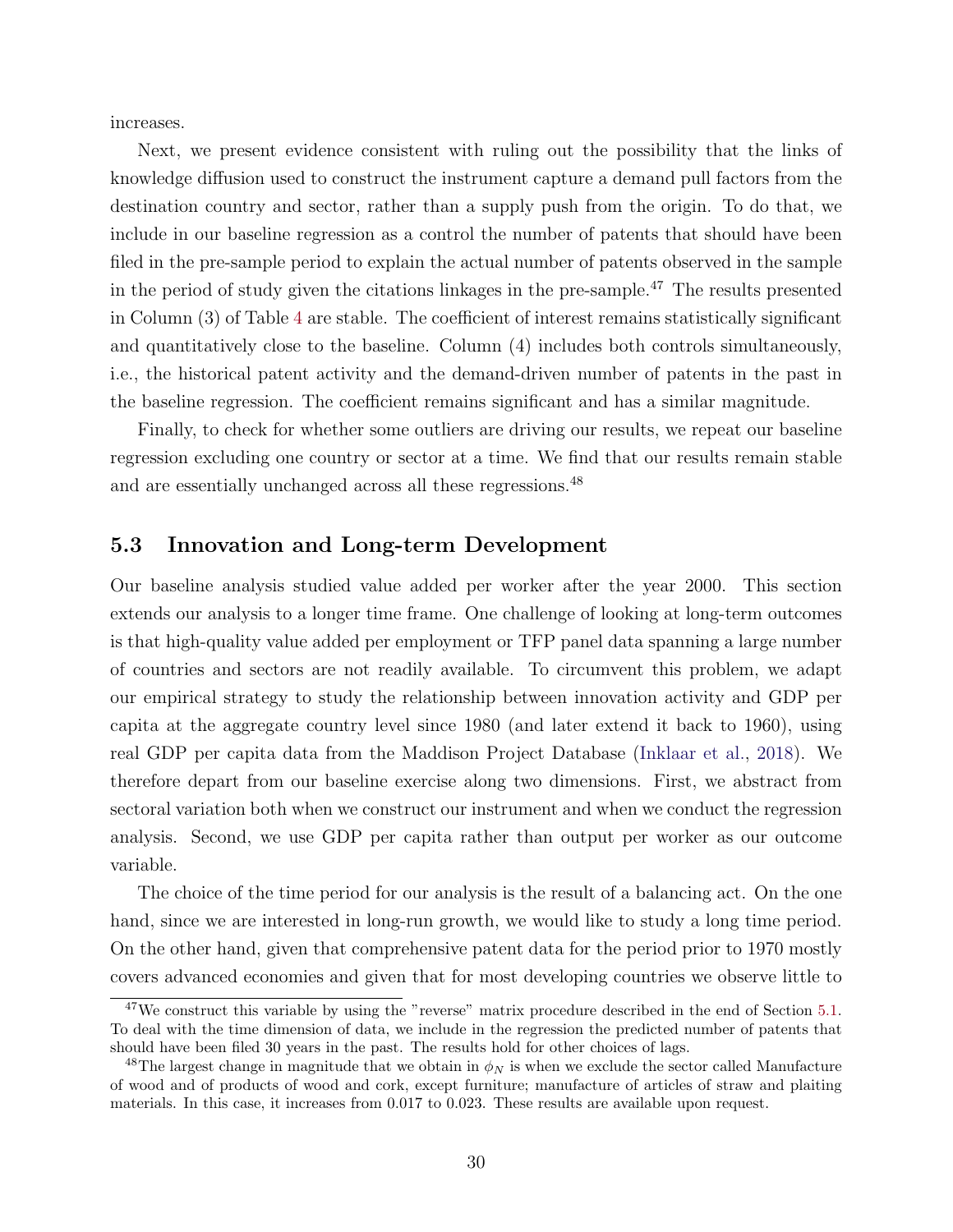increases.

Next, we present evidence consistent with ruling out the possibility that the links of knowledge diffusion used to construct the instrument capture a demand pull factors from the destination country and sector, rather than a supply push from the origin. To do that, we include in our baseline regression as a control the number of patents that should have been filed in the pre-sample period to explain the actual number of patents observed in the sample in the period of study given the citations linkages in the pre-sample.[47] The results presented in Column (3) of Table 4 are stable. The coefficient of interest remains statistically significant and quantitatively close to the baseline. Column (4) includes both controls simultaneously, i.e., the historical patent activity and the demand-driven number of patents in the past in the baseline regression. The coefficient remains significant and has a similar magnitude.

Finally, to check for whether some outliers are driving our results, we repeat our baseline regression excluding one country or sector at a time. We find that our results remain stable and are essentially unchanged across all these regressions.[48]

### 5.3 Innovation and Long-term Development

Our baseline analysis studied value added per worker after the year 2000. This section extends our analysis to a longer time frame. One challenge of looking at long-term outcomes is that high-quality value added per employment or TFP panel data spanning a large number of countries and sectors are not readily available. To circumvent this problem, we adapt our empirical strategy to study the relationship between innovation activity and GDP per capita at the aggregate country level since 1980 (and later extend it back to 1960), using real GDP per capita data from the Maddison Project Database (Inklaar et al., 2018). We therefore depart from our baseline exercise along two dimensions. First, we abstract from sectoral variation both when we construct our instrument and when we conduct the regression analysis. Second, we use GDP per capita rather than output per worker as our outcome variable.

The choice of the time period for our analysis is the result of a balancing act. On the one hand, since we are interested in long-run growth, we would like to study a long time period. On the other hand, given that comprehensive patent data for the period prior to 1970 mostly covers advanced economies and given that for most developing countries we observe little to

[47] We construct this variable by using the "reverse" matrix procedure described in the end of Section 5.1. To deal with the time dimension of data, we include in the regression the predicted number of patents that should have been filed 30 years in the past. The results hold for other choices of lags.

[48] The largest change in magnitude that we obtain in $\phi_N$ is when we exclude the sector called Manufacture of wood and of products of wood and cork, except furniture; manufacture of articles of straw and plaiting materials. In this case, it increases from 0.017 to 0.023. These results are available upon request.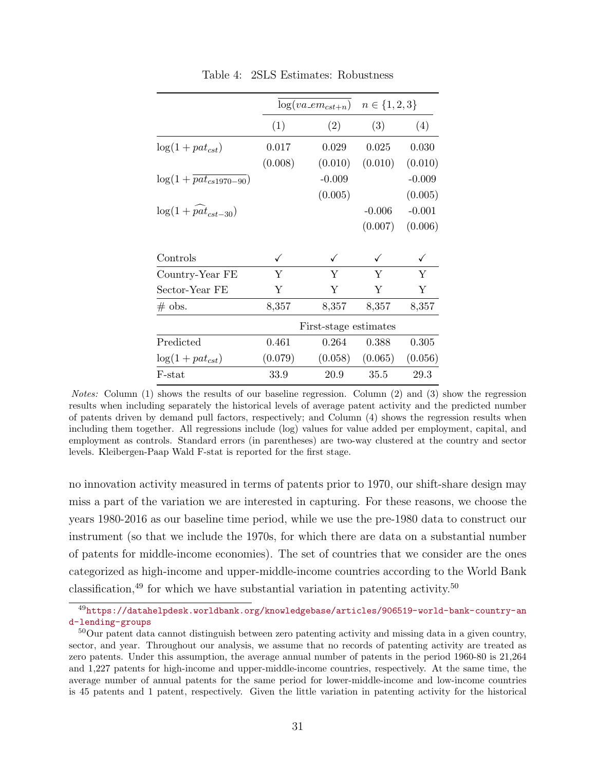Table 4: 2SLS Estimates: Robustness

| | $\overline{\log(va\_em_{cst+n})}$ | $n \in \{1,2,3\}$ | | |
|---|---|---|---|---|
| | (1) | (2) | (3) | (4) |
| $\log(1+pat_{cst})$ | 0.017 | 0.029 | 0.025 | 0.030 |
| | (0.008) | (0.010) | (0.010) | (0.010) |
| $\log(1+\overline{pat_{cs1970-90}})$ | | -0.009 | | -0.009 |
| | | (0.005) | | (0.005) |
| $\log(1+\widehat{pat}_{cst-30})$ | | | -0.006 | -0.001 |
| | | | (0.007) | (0.006) |
| Controls | ✓ | ✓ | ✓ | ✓ |
| Country-Year FE | Y | Y | Y | Y |
| Sector-Year FE | Y | Y | Y | Y |
| # obs. | 8,357 | 8,357 | 8,357 | 8,357 |
| | First-stage estimates | | | |
| Predicted | 0.461 | 0.264 | 0.388 | 0.305 |
| $\log(1+pat_{cst})$ | (0.079) | (0.058) | (0.065) | (0.056) |
| F-stat | 33.9 | 20.9 | 35.5 | 29.3 |

*Notes:* Column (1) shows the results of our baseline regression. Column (2) and (3) show the regression results when including separately the historical levels of average patent activity and the predicted number of patents driven by demand pull factors, respectively; and Column (4) shows the regression results when including them together. All regressions include (log) values for value added per employment, capital, and employment as controls. Standard errors (in parentheses) are two-way clustered at the country and sector levels. Kleibergen-Paap Wald F-stat is reported for the first stage.

no innovation activity measured in terms of patents prior to 1970, our shift-share design may miss a part of the variation we are interested in capturing. For these reasons, we choose the years 1980-2016 as our baseline time period, while we use the pre-1980 data to construct our instrument (so that we include the 1970s, for which there are data on a substantial number of patents for middle-income economies). The set of countries that we consider are the ones categorized as high-income and upper-middle-income countries according to the World Bank classification,[49] for which we have substantial variation in patenting activity.[50]

[49] https://datahelpdesk.worldbank.org/knowledgebase/articles/906519-world-bank-country-and-lending-groups

[50] Our patent data cannot distinguish between zero patenting activity and missing data in a given country, sector, and year. Throughout our analysis, we assume that no records of patenting activity are treated as zero patents. Under this assumption, the average annual number of patents in the period 1960-80 is 21,264 and 1,227 patents for high-income and upper-middle-income countries, respectively. At the same time, the average number of annual patents for the same period for lower-middle-income and low-income countries is 45 patents and 1 patent, respectively. Given the little variation in patenting activity for the historical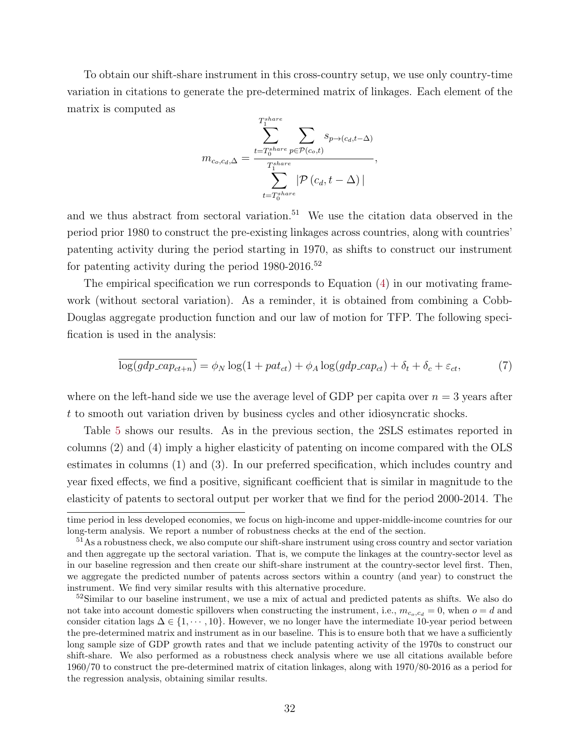To obtain our shift-share instrument in this cross-country setup, we use only country-time variation in citations to generate the pre-determined matrix of linkages. Each element of the matrix is computed as

$$m_{c_o,c_d,\Delta} = \frac{\sum_{t=T_0^{share}}^{T_1^{share}} \sum_{p \in \mathcal{P}(c_o,t)} s_{p \to (c_d, t-\Delta)}}{\sum_{t=T_0^{share}}^{T_1^{share}} |\mathcal{P}(c_d, t-\Delta)|},$$

and we thus abstract from sectoral variation.[51] We use the citation data observed in the period prior 1980 to construct the pre-existing linkages across countries, along with countries' patenting activity during the period starting in 1970, as shifts to construct our instrument for patenting activity during the period 1980-2016.[52]

The empirical specification we run corresponds to Equation (4) in our motivating framework (without sectoral variation). As a reminder, it is obtained from combining a Cobb-Douglas aggregate production function and our law of motion for TFP. The following specification is used in the analysis:

$$\overline{\log(gdp\_cap_{ct+n})} = \phi_N \log(1 + pat_{ct}) + \phi_A \log(gdp\_cap_{ct}) + \delta_t + \delta_c + \varepsilon_{ct}, \tag{7}$$

where on the left-hand side we use the average level of GDP per capita over $n = 3$ years after $t$ to smooth out variation driven by business cycles and other idiosyncratic shocks.

Table 5 shows our results. As in the previous section, the 2SLS estimates reported in columns (2) and (4) imply a higher elasticity of patenting on income compared with the OLS estimates in columns (1) and (3). In our preferred specification, which includes country and year fixed effects, we find a positive, significant coefficient that is similar in magnitude to the elasticity of patents to sectoral output per worker that we find for the period 2000-2014. The

---

time period in less developed economies, we focus on high-income and upper-middle-income countries for our long-term analysis. We report a number of robustness checks at the end of the section.

[51] As a robustness check, we also compute our shift-share instrument using cross country and sector variation and then aggregate up the sectoral variation. That is, we compute the linkages at the country-sector level as in our baseline regression and then create our shift-share instrument at the country-sector level first. Then, we aggregate the predicted number of patents across sectors within a country (and year) to construct the instrument. We find very similar results with this alternative procedure.

[52] Similar to our baseline instrument, we use a mix of actual and predicted patents as shifts. We also do not take into account domestic spillovers when constructing the instrument, i.e., $m_{c_o,c_d} = 0$, when $o = d$ and consider citation lags $\Delta \in \{1, \cdots, 10\}$. However, we no longer have the intermediate 10-year period between the pre-determined matrix and instrument as in our baseline. This is to ensure both that we have a sufficiently long sample size of GDP growth rates and that we include patenting activity of the 1970s to construct our shift-share. We also performed as a robustness check analysis where we use all citations available before 1960/70 to construct the pre-determined matrix of citation linkages, along with 1970/80-2016 as a period for the regression analysis, obtaining similar results.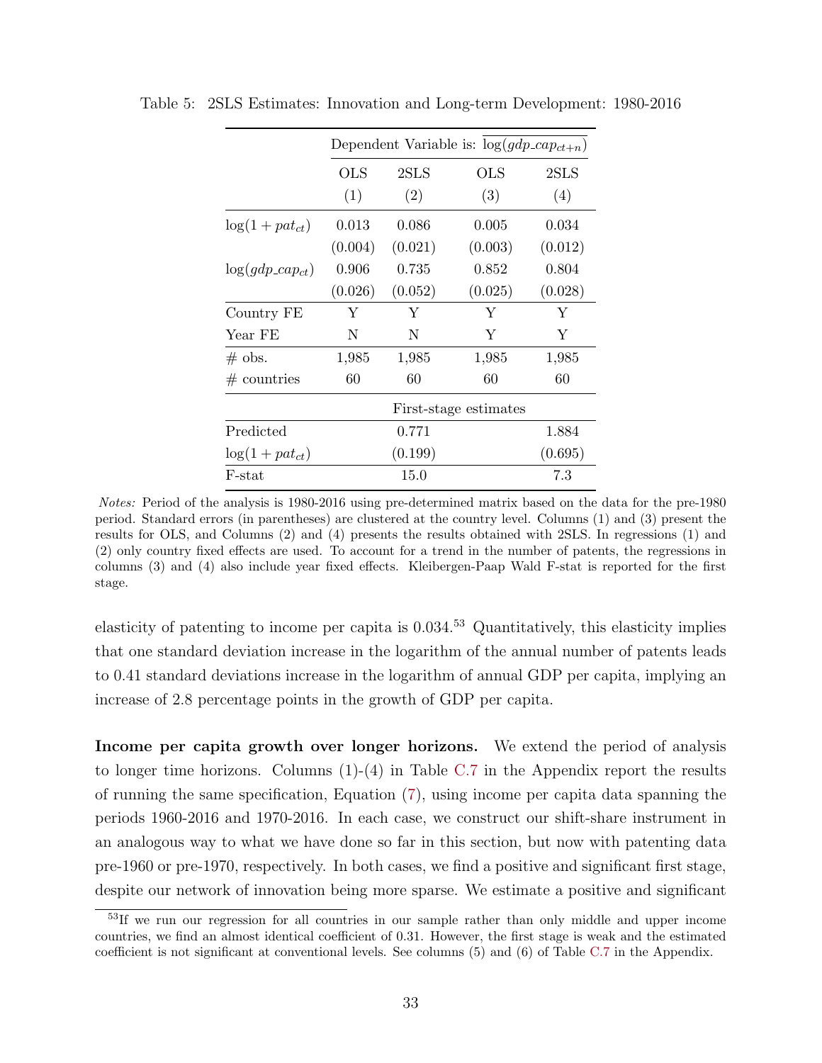Table 5: 2SLS Estimates: Innovation and Long-term Development: 1980-2016

| | Dependent Variable is: $\overline{\log(gdp\_cap_{ct+n})}$ | | | |
|---|---|---|---|---|
| | OLS | 2SLS | OLS | 2SLS |
| | (1) | (2) | (3) | (4) |
| $\log(1 + pat_{ct})$ | 0.013 | 0.086 | 0.005 | 0.034 |
| | (0.004) | (0.021) | (0.003) | (0.012) |
| $\log(gdp\_cap_{ct})$ | 0.906 | 0.735 | 0.852 | 0.804 |
| | (0.026) | (0.052) | (0.025) | (0.028) |
| Country FE | Y | Y | Y | Y |
| Year FE | N | N | Y | Y |
| # obs. | 1,985 | 1,985 | 1,985 | 1,985 |
| # countries | 60 | 60 | 60 | 60 |
| | First-stage estimates | | | |
| Predicted | | 0.771 | | 1.884 |
| $\log(1 + pat_{ct})$ | | (0.199) | | (0.695) |
| F-stat | | 15.0 | | 7.3 |

*Notes:* Period of the analysis is 1980-2016 using pre-determined matrix based on the data for the pre-1980 period. Standard errors (in parentheses) are clustered at the country level. Columns (1) and (3) present the results for OLS, and Columns (2) and (4) presents the results obtained with 2SLS. In regressions (1) and (2) only country fixed effects are used. To account for a trend in the number of patents, the regressions in columns (3) and (4) also include year fixed effects. Kleibergen-Paap Wald F-stat is reported for the first stage.

elasticity of patenting to income per capita is 0.034.[53] Quantitatively, this elasticity implies that one standard deviation increase in the logarithm of the annual number of patents leads to 0.41 standard deviations increase in the logarithm of annual GDP per capita, implying an increase of 2.8 percentage points in the growth of GDP per capita.

**Income per capita growth over longer horizons.** We extend the period of analysis to longer time horizons. Columns (1)-(4) in Table C.7 in the Appendix report the results of running the same specification, Equation (7), using income per capita data spanning the periods 1960-2016 and 1970-2016. In each case, we construct our shift-share instrument in an analogous way to what we have done so far in this section, but now with patenting data pre-1960 or pre-1970, respectively. In both cases, we find a positive and significant first stage, despite our network of innovation being more sparse. We estimate a positive and significant

[53] If we run our regression for all countries in our sample rather than only middle and upper income countries, we find an almost identical coefficient of 0.31. However, the first stage is weak and the estimated coefficient is not significant at conventional levels. See columns (5) and (6) of Table C.7 in the Appendix.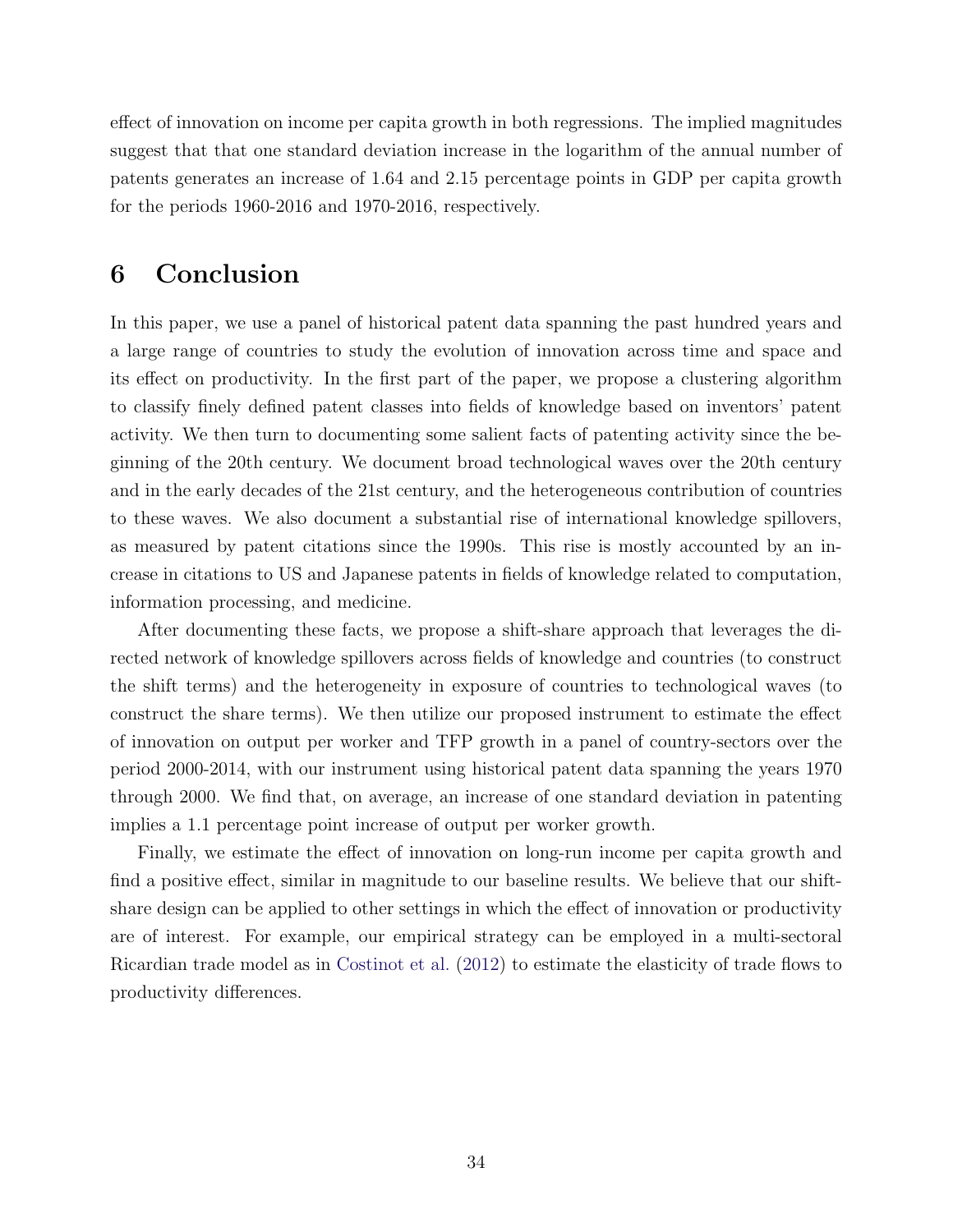effect of innovation on income per capita growth in both regressions. The implied magnitudes suggest that that one standard deviation increase in the logarithm of the annual number of patents generates an increase of 1.64 and 2.15 percentage points in GDP per capita growth for the periods 1960-2016 and 1970-2016, respectively.

# 6 Conclusion

In this paper, we use a panel of historical patent data spanning the past hundred years and a large range of countries to study the evolution of innovation across time and space and its effect on productivity. In the first part of the paper, we propose a clustering algorithm to classify finely defined patent classes into fields of knowledge based on inventors' patent activity. We then turn to documenting some salient facts of patenting activity since the beginning of the 20th century. We document broad technological waves over the 20th century and in the early decades of the 21st century, and the heterogeneous contribution of countries to these waves. We also document a substantial rise of international knowledge spillovers, as measured by patent citations since the 1990s. This rise is mostly accounted by an increase in citations to US and Japanese patents in fields of knowledge related to computation, information processing, and medicine.

After documenting these facts, we propose a shift-share approach that leverages the directed network of knowledge spillovers across fields of knowledge and countries (to construct the shift terms) and the heterogeneity in exposure of countries to technological waves (to construct the share terms). We then utilize our proposed instrument to estimate the effect of innovation on output per worker and TFP growth in a panel of country-sectors over the period 2000-2014, with our instrument using historical patent data spanning the years 1970 through 2000. We find that, on average, an increase of one standard deviation in patenting implies a 1.1 percentage point increase of output per worker growth.

Finally, we estimate the effect of innovation on long-run income per capita growth and find a positive effect, similar in magnitude to our baseline results. We believe that our shift-share design can be applied to other settings in which the effect of innovation or productivity are of interest. For example, our empirical strategy can be employed in a multi-sectoral Ricardian trade model as in Costinot et al. (2012) to estimate the elasticity of trade flows to productivity differences.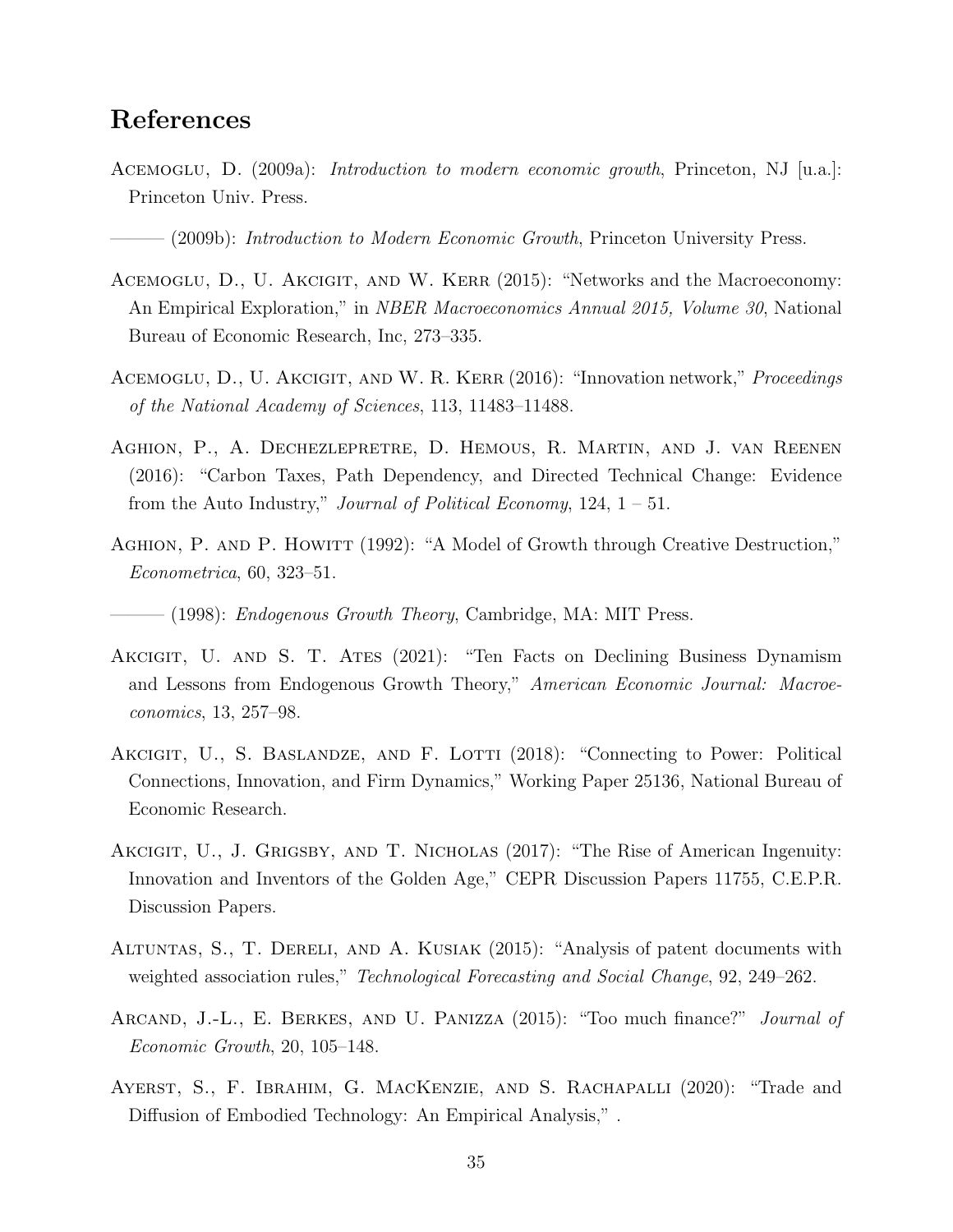# References

Acemoglu, D. (2009a): *Introduction to modern economic growth*, Princeton, NJ [u.a.]: Princeton Univ. Press.

——— (2009b): *Introduction to Modern Economic Growth*, Princeton University Press.

Acemoglu, D., U. Akcigit, and W. Kerr (2015): "Networks and the Macroeconomy: An Empirical Exploration," in *NBER Macroeconomics Annual 2015, Volume 30*, National Bureau of Economic Research, Inc, 273–335.

Acemoglu, D., U. Akcigit, and W. R. Kerr (2016): "Innovation network," *Proceedings of the National Academy of Sciences*, 113, 11483–11488.

Aghion, P., A. Dechezlepretre, D. Hemous, R. Martin, and J. van Reenen (2016): "Carbon Taxes, Path Dependency, and Directed Technical Change: Evidence from the Auto Industry," *Journal of Political Economy*, 124, 1 – 51.

Aghion, P. and P. Howitt (1992): "A Model of Growth through Creative Destruction," *Econometrica*, 60, 323–51.

——— (1998): *Endogenous Growth Theory*, Cambridge, MA: MIT Press.

Akcigit, U. and S. T. Ates (2021): "Ten Facts on Declining Business Dynamism and Lessons from Endogenous Growth Theory," *American Economic Journal: Macroeconomics*, 13, 257–98.

Akcigit, U., S. Baslandze, and F. Lotti (2018): "Connecting to Power: Political Connections, Innovation, and Firm Dynamics," Working Paper 25136, National Bureau of Economic Research.

Akcigit, U., J. Grigsby, and T. Nicholas (2017): "The Rise of American Ingenuity: Innovation and Inventors of the Golden Age," CEPR Discussion Papers 11755, C.E.P.R. Discussion Papers.

Altuntas, S., T. Dereli, and A. Kusiak (2015): "Analysis of patent documents with weighted association rules," *Technological Forecasting and Social Change*, 92, 249–262.

Arcand, J.-L., E. Berkes, and U. Panizza (2015): "Too much finance?" *Journal of Economic Growth*, 20, 105–148.

Ayerst, S., F. Ibrahim, G. MacKenzie, and S. Rachapalli (2020): "Trade and Diffusion of Embodied Technology: An Empirical Analysis," .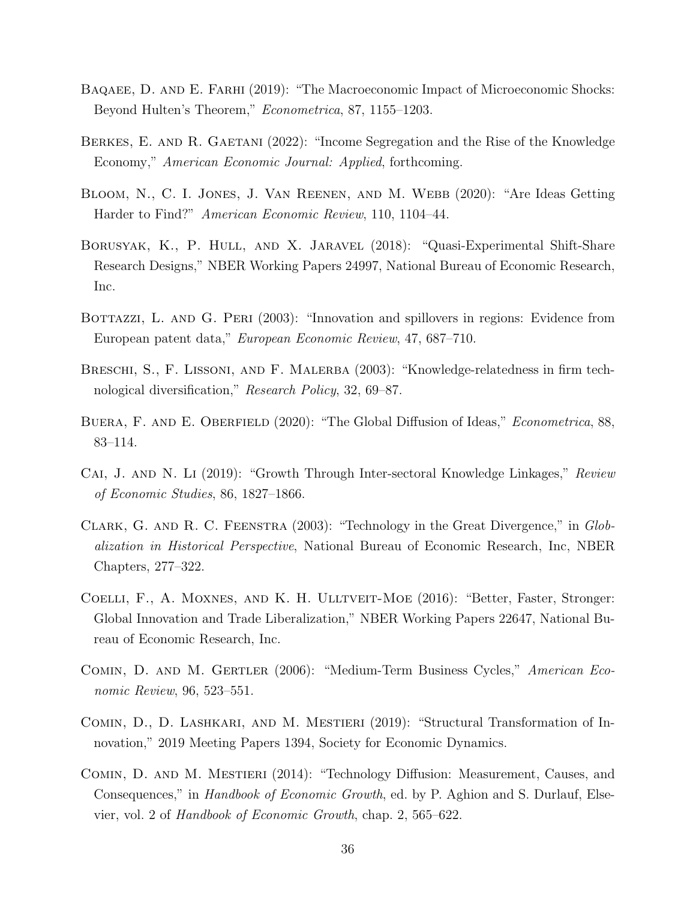Baqaee, D. and E. Farhi (2019): "The Macroeconomic Impact of Microeconomic Shocks: Beyond Hulten's Theorem," *Econometrica*, 87, 1155–1203.

Berkes, E. and R. Gaetani (2022): "Income Segregation and the Rise of the Knowledge Economy," *American Economic Journal: Applied*, forthcoming.

Bloom, N., C. I. Jones, J. Van Reenen, and M. Webb (2020): "Are Ideas Getting Harder to Find?" *American Economic Review*, 110, 1104–44.

Borusyak, K., P. Hull, and X. Jaravel (2018): "Quasi-Experimental Shift-Share Research Designs," NBER Working Papers 24997, National Bureau of Economic Research, Inc.

Bottazzi, L. and G. Peri (2003): "Innovation and spillovers in regions: Evidence from European patent data," *European Economic Review*, 47, 687–710.

Breschi, S., F. Lissoni, and F. Malerba (2003): "Knowledge-relatedness in firm technological diversification," *Research Policy*, 32, 69–87.

Buera, F. and E. Oberfield (2020): "The Global Diffusion of Ideas," *Econometrica*, 88, 83–114.

Cai, J. and N. Li (2019): "Growth Through Inter-sectoral Knowledge Linkages," *Review of Economic Studies*, 86, 1827–1866.

Clark, G. and R. C. Feenstra (2003): "Technology in the Great Divergence," in *Globalization in Historical Perspective*, National Bureau of Economic Research, Inc, NBER Chapters, 277–322.

Coelli, F., A. Moxnes, and K. H. Ulltveit-Moe (2016): "Better, Faster, Stronger: Global Innovation and Trade Liberalization," NBER Working Papers 22647, National Bureau of Economic Research, Inc.

Comin, D. and M. Gertler (2006): "Medium-Term Business Cycles," *American Economic Review*, 96, 523–551.

Comin, D., D. Lashkari, and M. Mestieri (2019): "Structural Transformation of Innovation," 2019 Meeting Papers 1394, Society for Economic Dynamics.

Comin, D. and M. Mestieri (2014): "Technology Diffusion: Measurement, Causes, and Consequences," in *Handbook of Economic Growth*, ed. by P. Aghion and S. Durlauf, Elsevier, vol. 2 of *Handbook of Economic Growth*, chap. 2, 565–622.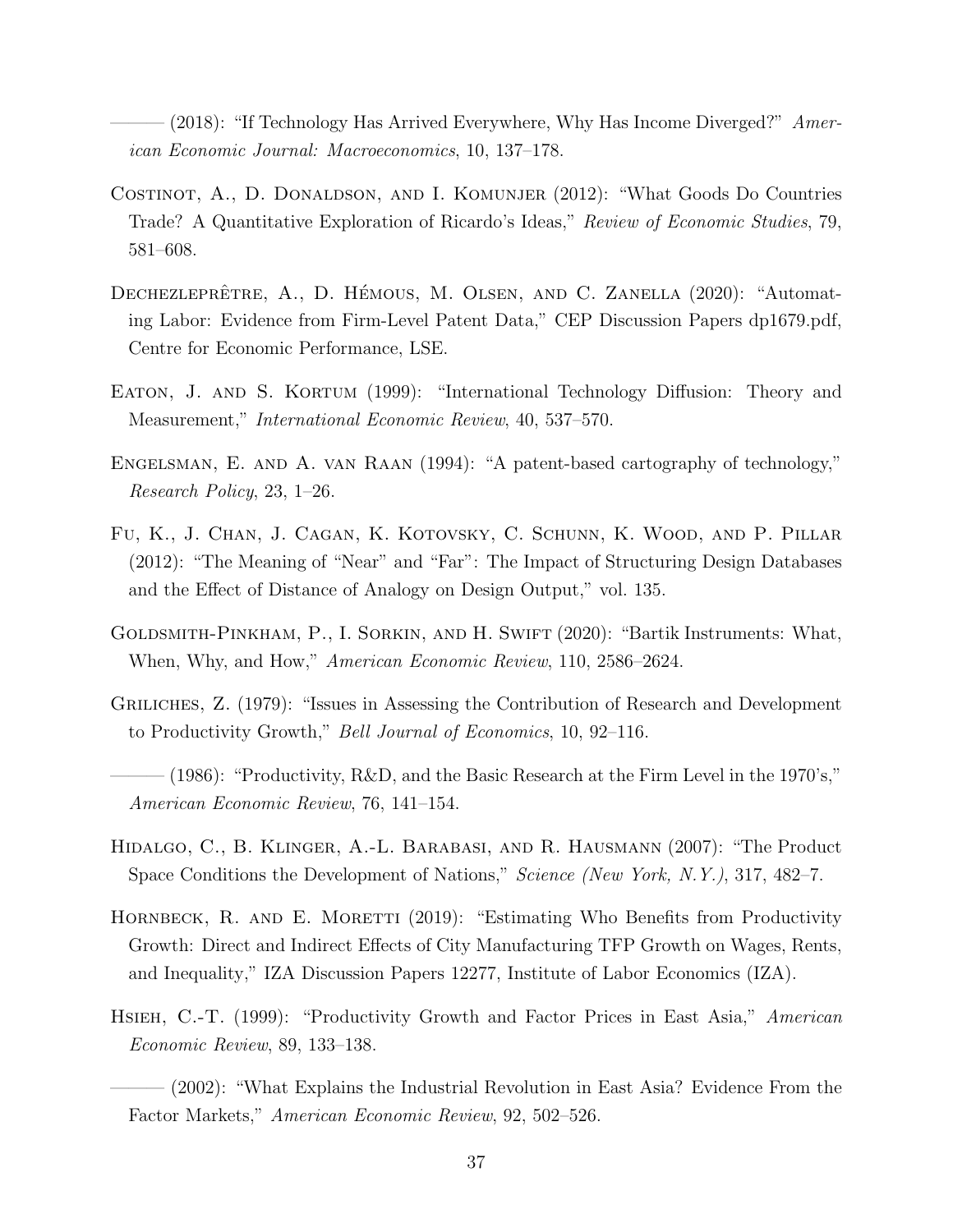——— (2018): "If Technology Has Arrived Everywhere, Why Has Income Diverged?" *American Economic Journal: Macroeconomics*, 10, 137–178.

Costinot, A., D. Donaldson, and I. Komunjer (2012): "What Goods Do Countries Trade? A Quantitative Exploration of Ricardo's Ideas," *Review of Economic Studies*, 79, 581–608.

Dechezleprêtre, A., D. Hémous, M. Olsen, and C. Zanella (2020): "Automating Labor: Evidence from Firm-Level Patent Data," CEP Discussion Papers dp1679.pdf, Centre for Economic Performance, LSE.

Eaton, J. and S. Kortum (1999): "International Technology Diffusion: Theory and Measurement," *International Economic Review*, 40, 537–570.

Engelsman, E. and A. van Raan (1994): "A patent-based cartography of technology," *Research Policy*, 23, 1–26.

Fu, K., J. Chan, J. Cagan, K. Kotovsky, C. Schunn, K. Wood, and P. Pillar (2012): "The Meaning of "Near" and "Far": The Impact of Structuring Design Databases and the Effect of Distance of Analogy on Design Output," vol. 135.

Goldsmith-Pinkham, P., I. Sorkin, and H. Swift (2020): "Bartik Instruments: What, When, Why, and How," *American Economic Review*, 110, 2586–2624.

Griliches, Z. (1979): "Issues in Assessing the Contribution of Research and Development to Productivity Growth," *Bell Journal of Economics*, 10, 92–116.

——— (1986): "Productivity, R&D, and the Basic Research at the Firm Level in the 1970's," *American Economic Review*, 76, 141–154.

Hidalgo, C., B. Klinger, A.-L. Barabasi, and R. Hausmann (2007): "The Product Space Conditions the Development of Nations," *Science (New York, N.Y.)*, 317, 482–7.

Hornbeck, R. and E. Moretti (2019): "Estimating Who Benefits from Productivity Growth: Direct and Indirect Effects of City Manufacturing TFP Growth on Wages, Rents, and Inequality," IZA Discussion Papers 12277, Institute of Labor Economics (IZA).

Hsieh, C.-T. (1999): "Productivity Growth and Factor Prices in East Asia," *American Economic Review*, 89, 133–138.

——— (2002): "What Explains the Industrial Revolution in East Asia? Evidence From the Factor Markets," *American Economic Review*, 92, 502–526.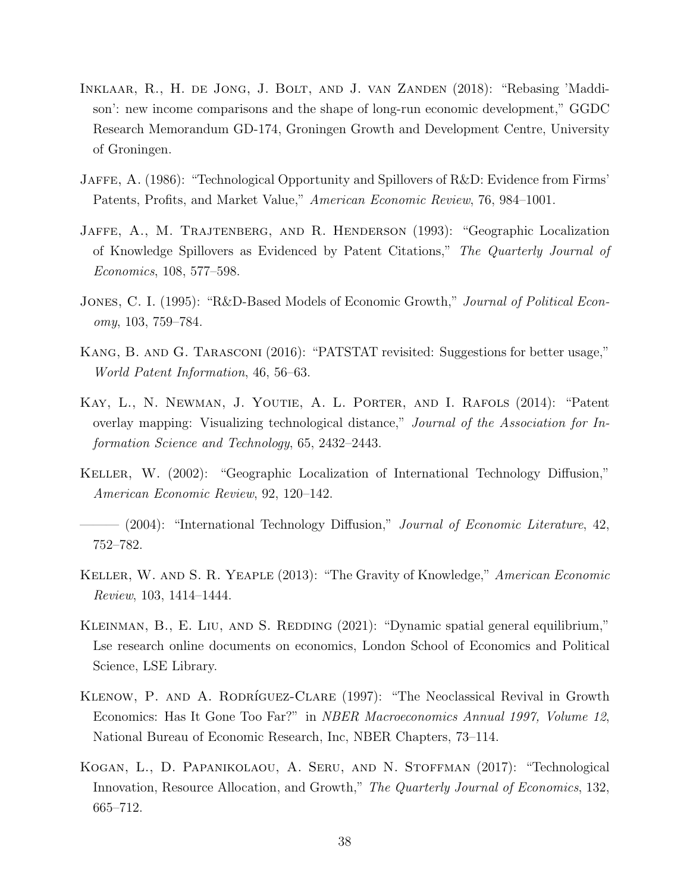Inklaar, R., H. de Jong, J. Bolt, and J. van Zanden (2018): "Rebasing 'Maddison': new income comparisons and the shape of long-run economic development," GGDC Research Memorandum GD-174, Groningen Growth and Development Centre, University of Groningen.

Jaffe, A. (1986): "Technological Opportunity and Spillovers of R&D: Evidence from Firms' Patents, Profits, and Market Value," *American Economic Review*, 76, 984–1001.

Jaffe, A., M. Trajtenberg, and R. Henderson (1993): "Geographic Localization of Knowledge Spillovers as Evidenced by Patent Citations," *The Quarterly Journal of Economics*, 108, 577–598.

Jones, C. I. (1995): "R&D-Based Models of Economic Growth," *Journal of Political Economy*, 103, 759–784.

Kang, B. and G. Tarasconi (2016): "PATSTAT revisited: Suggestions for better usage," *World Patent Information*, 46, 56–63.

Kay, L., N. Newman, J. Youtie, A. L. Porter, and I. Rafols (2014): "Patent overlay mapping: Visualizing technological distance," *Journal of the Association for Information Science and Technology*, 65, 2432–2443.

Keller, W. (2002): "Geographic Localization of International Technology Diffusion," *American Economic Review*, 92, 120–142.

——— (2004): "International Technology Diffusion," *Journal of Economic Literature*, 42, 752–782.

Keller, W. and S. R. Yeaple (2013): "The Gravity of Knowledge," *American Economic Review*, 103, 1414–1444.

Kleinman, B., E. Liu, and S. Redding (2021): "Dynamic spatial general equilibrium," Lse research online documents on economics, London School of Economics and Political Science, LSE Library.

Klenow, P. and A. Rodríguez-Clare (1997): "The Neoclassical Revival in Growth Economics: Has It Gone Too Far?" in *NBER Macroeconomics Annual 1997, Volume 12*, National Bureau of Economic Research, Inc, NBER Chapters, 73–114.

Kogan, L., D. Papanikolaou, A. Seru, and N. Stoffman (2017): "Technological Innovation, Resource Allocation, and Growth," *The Quarterly Journal of Economics*, 132, 665–712.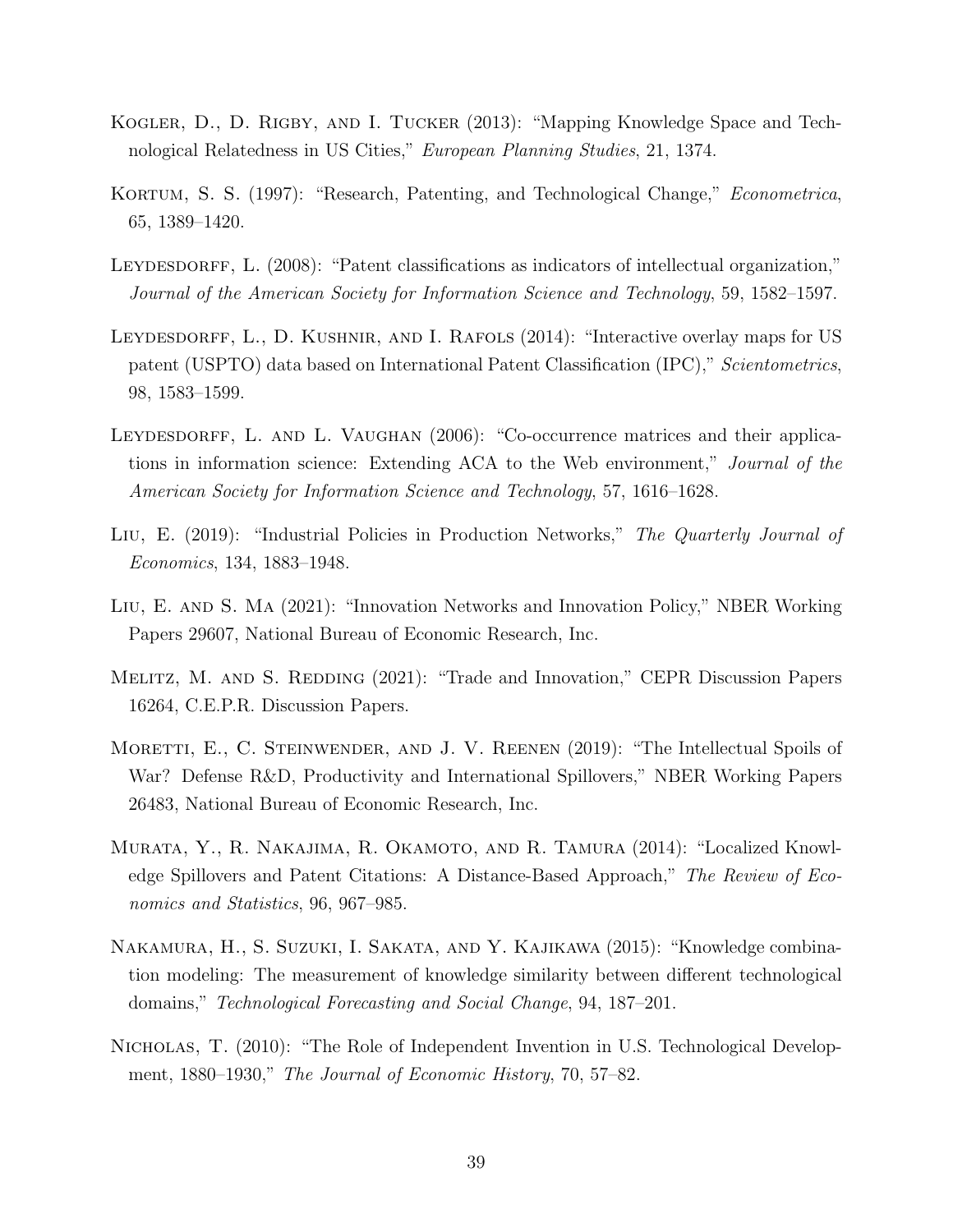Kogler, D., D. Rigby, and I. Tucker (2013): "Mapping Knowledge Space and Technological Relatedness in US Cities," *European Planning Studies*, 21, 1374.

Kortum, S. S. (1997): "Research, Patenting, and Technological Change," *Econometrica*, 65, 1389–1420.

Leydesdorff, L. (2008): "Patent classifications as indicators of intellectual organization," *Journal of the American Society for Information Science and Technology*, 59, 1582–1597.

Leydesdorff, L., D. Kushnir, and I. Rafols (2014): "Interactive overlay maps for US patent (USPTO) data based on International Patent Classification (IPC)," *Scientometrics*, 98, 1583–1599.

Leydesdorff, L. and L. Vaughan (2006): "Co-occurrence matrices and their applications in information science: Extending ACA to the Web environment," *Journal of the American Society for Information Science and Technology*, 57, 1616–1628.

Liu, E. (2019): "Industrial Policies in Production Networks," *The Quarterly Journal of Economics*, 134, 1883–1948.

Liu, E. and S. Ma (2021): "Innovation Networks and Innovation Policy," NBER Working Papers 29607, National Bureau of Economic Research, Inc.

Melitz, M. and S. Redding (2021): "Trade and Innovation," CEPR Discussion Papers 16264, C.E.P.R. Discussion Papers.

Moretti, E., C. Steinwender, and J. V. Reenen (2019): "The Intellectual Spoils of War? Defense R&D, Productivity and International Spillovers," NBER Working Papers 26483, National Bureau of Economic Research, Inc.

Murata, Y., R. Nakajima, R. Okamoto, and R. Tamura (2014): "Localized Knowledge Spillovers and Patent Citations: A Distance-Based Approach," *The Review of Economics and Statistics*, 96, 967–985.

Nakamura, H., S. Suzuki, I. Sakata, and Y. Kajikawa (2015): "Knowledge combination modeling: The measurement of knowledge similarity between different technological domains," *Technological Forecasting and Social Change*, 94, 187–201.

Nicholas, T. (2010): "The Role of Independent Invention in U.S. Technological Development, 1880–1930," *The Journal of Economic History*, 70, 57–82.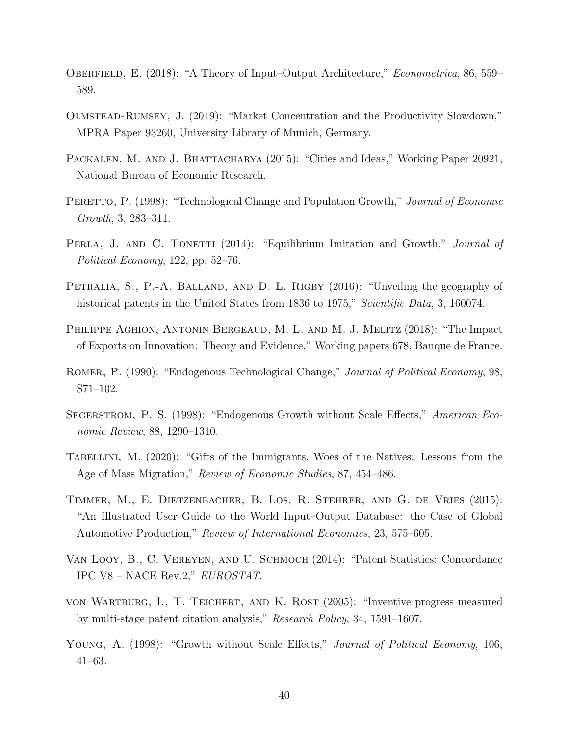Oberfield, E. (2018): "A Theory of Input–Output Architecture," *Econometrica*, 86, 559–589.

Olmstead-Rumsey, J. (2019): "Market Concentration and the Productivity Slowdown," MPRA Paper 93260, University Library of Munich, Germany.

Packalen, M. and J. Bhattacharya (2015): "Cities and Ideas," Working Paper 20921, National Bureau of Economic Research.

Peretto, P. (1998): "Technological Change and Population Growth," *Journal of Economic Growth*, 3, 283–311.

Perla, J. and C. Tonetti (2014): "Equilibrium Imitation and Growth," *Journal of Political Economy*, 122, pp. 52–76.

Petralia, S., P.-A. Balland, and D. L. Rigby (2016): "Unveiling the geography of historical patents in the United States from 1836 to 1975," *Scientific Data*, 3, 160074.

Philippe Aghion, Antonin Bergeaud, M. L. and M. J. Melitz (2018): "The Impact of Exports on Innovation: Theory and Evidence," Working papers 678, Banque de France.

Romer, P. (1990): "Endogenous Technological Change," *Journal of Political Economy*, 98, S71–102.

Segerstrom, P. S. (1998): "Endogenous Growth without Scale Effects," *American Economic Review*, 88, 1290–1310.

Tabellini, M. (2020): "Gifts of the Immigrants, Woes of the Natives: Lessons from the Age of Mass Migration," *Review of Economic Studies*, 87, 454–486.

Timmer, M., E. Dietzenbacher, B. Los, R. Stehrer, and G. de Vries (2015): "An Illustrated User Guide to the World Input–Output Database: the Case of Global Automotive Production," *Review of International Economics*, 23, 575–605.

Van Looy, B., C. Vereyen, and U. Schmoch (2014): "Patent Statistics: Concordance IPC V8 – NACE Rev.2," *EUROSTAT*.

von Wartburg, I., T. Teichert, and K. Rost (2005): "Inventive progress measured by multi-stage patent citation analysis," *Research Policy*, 34, 1591–1607.

Young, A. (1998): "Growth without Scale Effects," *Journal of Political Economy*, 106, 41–63.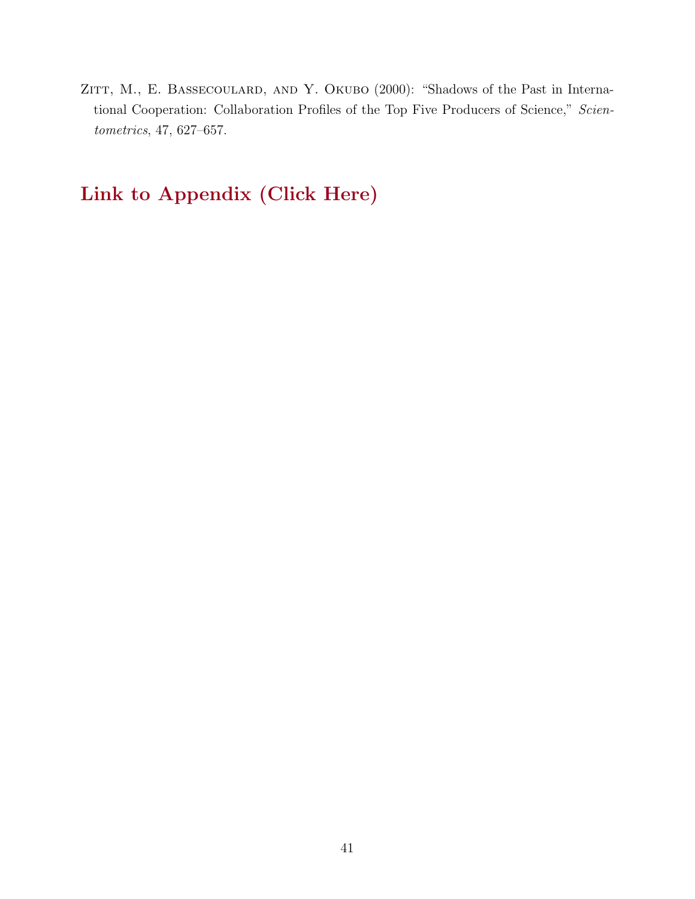Zitt, M., E. Bassecoulard, and Y. Okubo (2000): "Shadows of the Past in International Cooperation: Collaboration Profiles of the Top Five Producers of Science," *Scientometrics*, 47, 627–657.

## Link to Appendix (Click Here)